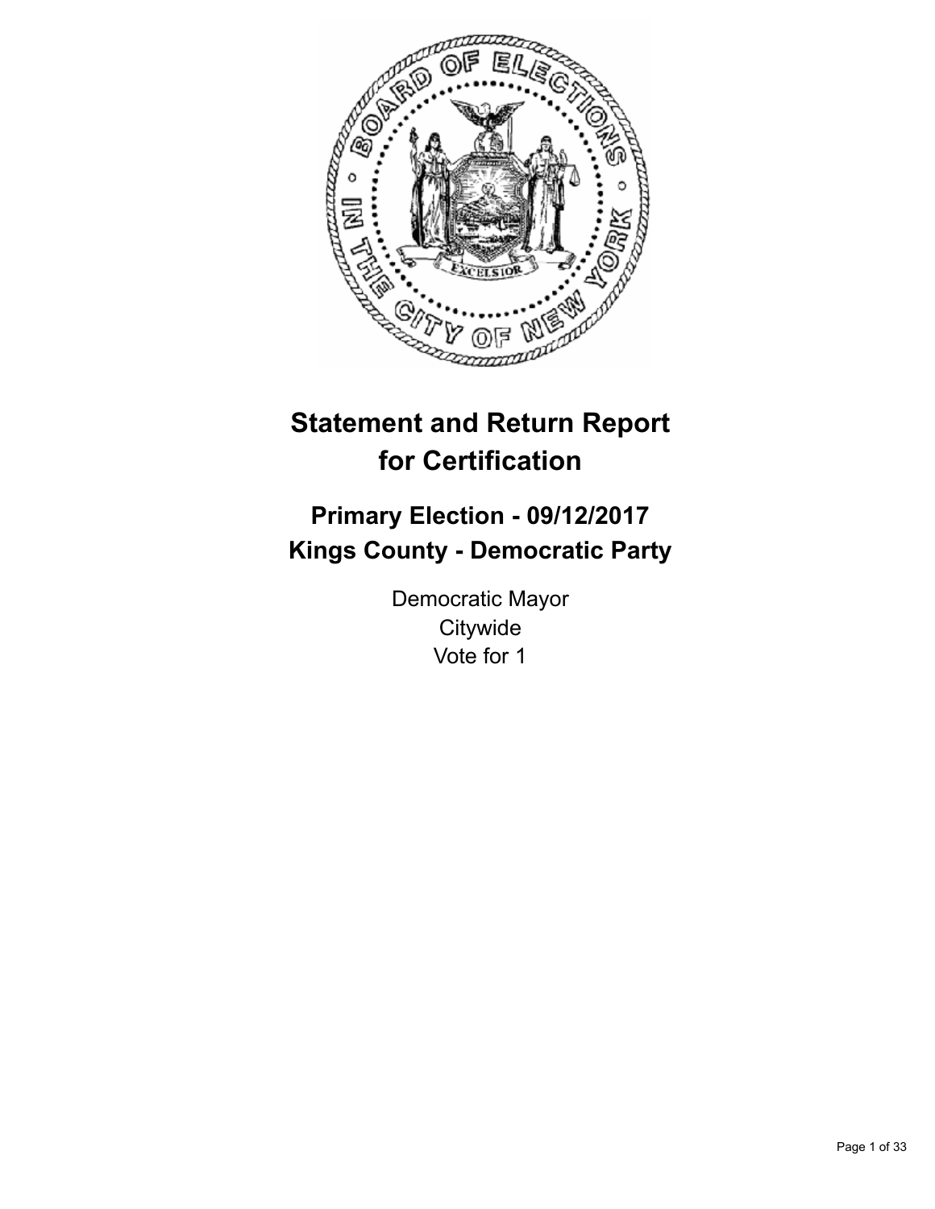# Statement and Return Report for Certification

## Primary Election - 09/12/2017
## Kings County - Democratic Party

Democratic Mayor
Citywide
Vote for 1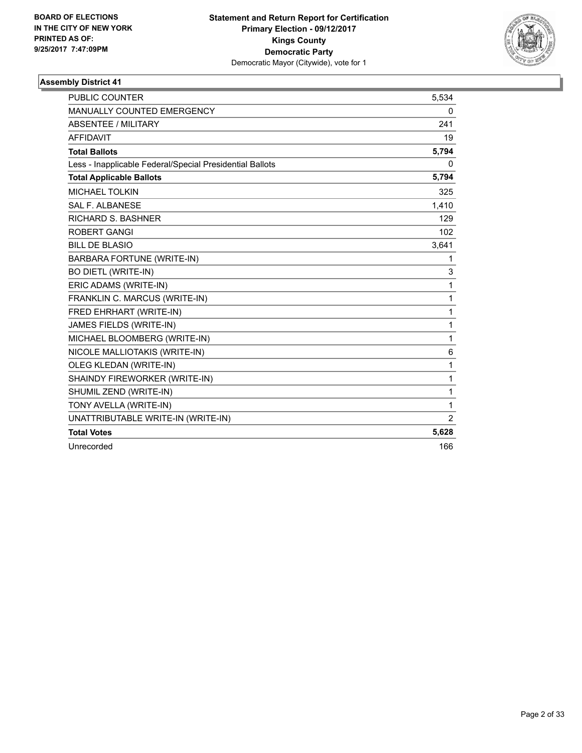BOARD OF ELECTIONS
IN THE CITY OF NEW YORK
PRINTED AS OF:
9/25/2017 7:47:09PM

**Statement and Return Report for Certification**
**Primary Election - 09/12/2017**
**Kings County**
**Democratic Party**
Democratic Mayor (Citywide), vote for 1

### Assembly District 41

| | |
|---|---|
| PUBLIC COUNTER | 5,534 |
| MANUALLY COUNTED EMERGENCY | 0 |
| ABSENTEE / MILITARY | 241 |
| AFFIDAVIT | 19 |
| **Total Ballots** | **5,794** |
| Less - Inapplicable Federal/Special Presidential Ballots | 0 |
| **Total Applicable Ballots** | **5,794** |
| MICHAEL TOLKIN | 325 |
| SAL F. ALBANESE | 1,410 |
| RICHARD S. BASHNER | 129 |
| ROBERT GANGI | 102 |
| BILL DE BLASIO | 3,641 |
| BARBARA FORTUNE (WRITE-IN) | 1 |
| BO DIETL (WRITE-IN) | 3 |
| ERIC ADAMS (WRITE-IN) | 1 |
| FRANKLIN C. MARCUS (WRITE-IN) | 1 |
| FRED EHRHART (WRITE-IN) | 1 |
| JAMES FIELDS (WRITE-IN) | 1 |
| MICHAEL BLOOMBERG (WRITE-IN) | 1 |
| NICOLE MALLIOTAKIS (WRITE-IN) | 6 |
| OLEG KLEDAN (WRITE-IN) | 1 |
| SHAINDY FIREWORKER (WRITE-IN) | 1 |
| SHUMIL ZEND (WRITE-IN) | 1 |
| TONY AVELLA (WRITE-IN) | 1 |
| UNATTRIBUTABLE WRITE-IN (WRITE-IN) | 2 |
| **Total Votes** | **5,628** |
| Unrecorded | 166 |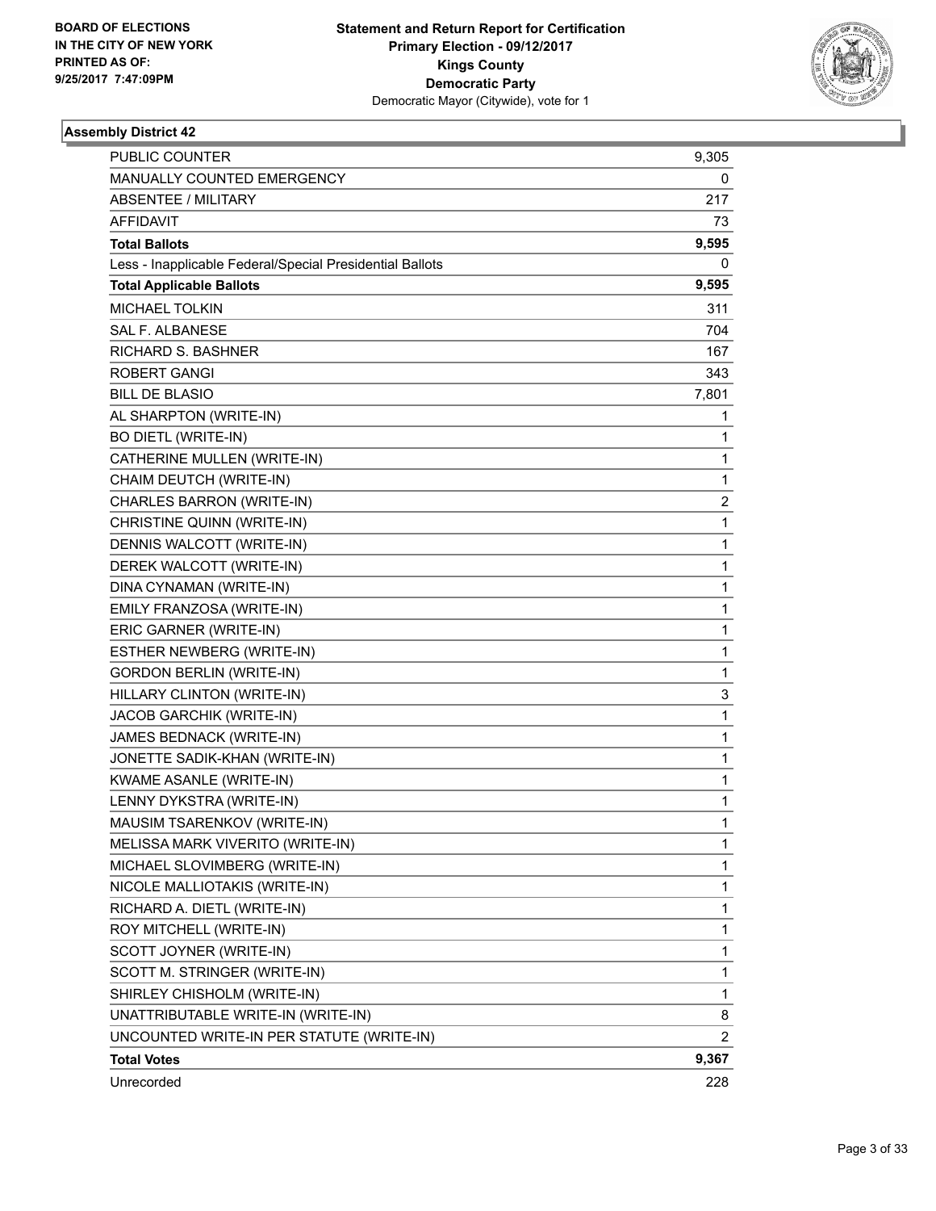BOARD OF ELECTIONS
IN THE CITY OF NEW YORK
PRINTED AS OF:
9/25/2017 7:47:09PM

**Statement and Return Report for Certification**
**Primary Election - 09/12/2017**
**Kings County**
**Democratic Party**
Democratic Mayor (Citywide), vote for 1

### Assembly District 42

| | |
|---|---|
| PUBLIC COUNTER | 9,305 |
| MANUALLY COUNTED EMERGENCY | 0 |
| ABSENTEE / MILITARY | 217 |
| AFFIDAVIT | 73 |
| **Total Ballots** | **9,595** |
| Less - Inapplicable Federal/Special Presidential Ballots | 0 |
| **Total Applicable Ballots** | **9,595** |
| MICHAEL TOLKIN | 311 |
| SAL F. ALBANESE | 704 |
| RICHARD S. BASHNER | 167 |
| ROBERT GANGI | 343 |
| BILL DE BLASIO | 7,801 |
| AL SHARPTON (WRITE-IN) | 1 |
| BO DIETL (WRITE-IN) | 1 |
| CATHERINE MULLEN (WRITE-IN) | 1 |
| CHAIM DEUTCH (WRITE-IN) | 1 |
| CHARLES BARRON (WRITE-IN) | 2 |
| CHRISTINE QUINN (WRITE-IN) | 1 |
| DENNIS WALCOTT (WRITE-IN) | 1 |
| DEREK WALCOTT (WRITE-IN) | 1 |
| DINA CYNAMAN (WRITE-IN) | 1 |
| EMILY FRANZOSA (WRITE-IN) | 1 |
| ERIC GARNER (WRITE-IN) | 1 |
| ESTHER NEWBERG (WRITE-IN) | 1 |
| GORDON BERLIN (WRITE-IN) | 1 |
| HILLARY CLINTON (WRITE-IN) | 3 |
| JACOB GARCHIK (WRITE-IN) | 1 |
| JAMES BEDNACK (WRITE-IN) | 1 |
| JONETTE SADIK-KHAN (WRITE-IN) | 1 |
| KWAME ASANLE (WRITE-IN) | 1 |
| LENNY DYKSTRA (WRITE-IN) | 1 |
| MAUSIM TSARENKOV (WRITE-IN) | 1 |
| MELISSA MARK VIVERITO (WRITE-IN) | 1 |
| MICHAEL SLOVIMBERG (WRITE-IN) | 1 |
| NICOLE MALLIOTAKIS (WRITE-IN) | 1 |
| RICHARD A. DIETL (WRITE-IN) | 1 |
| ROY MITCHELL (WRITE-IN) | 1 |
| SCOTT JOYNER (WRITE-IN) | 1 |
| SCOTT M. STRINGER (WRITE-IN) | 1 |
| SHIRLEY CHISHOLM (WRITE-IN) | 1 |
| UNATTRIBUTABLE WRITE-IN (WRITE-IN) | 8 |
| UNCOUNTED WRITE-IN PER STATUTE (WRITE-IN) | 2 |
| **Total Votes** | **9,367** |
| Unrecorded | 228 |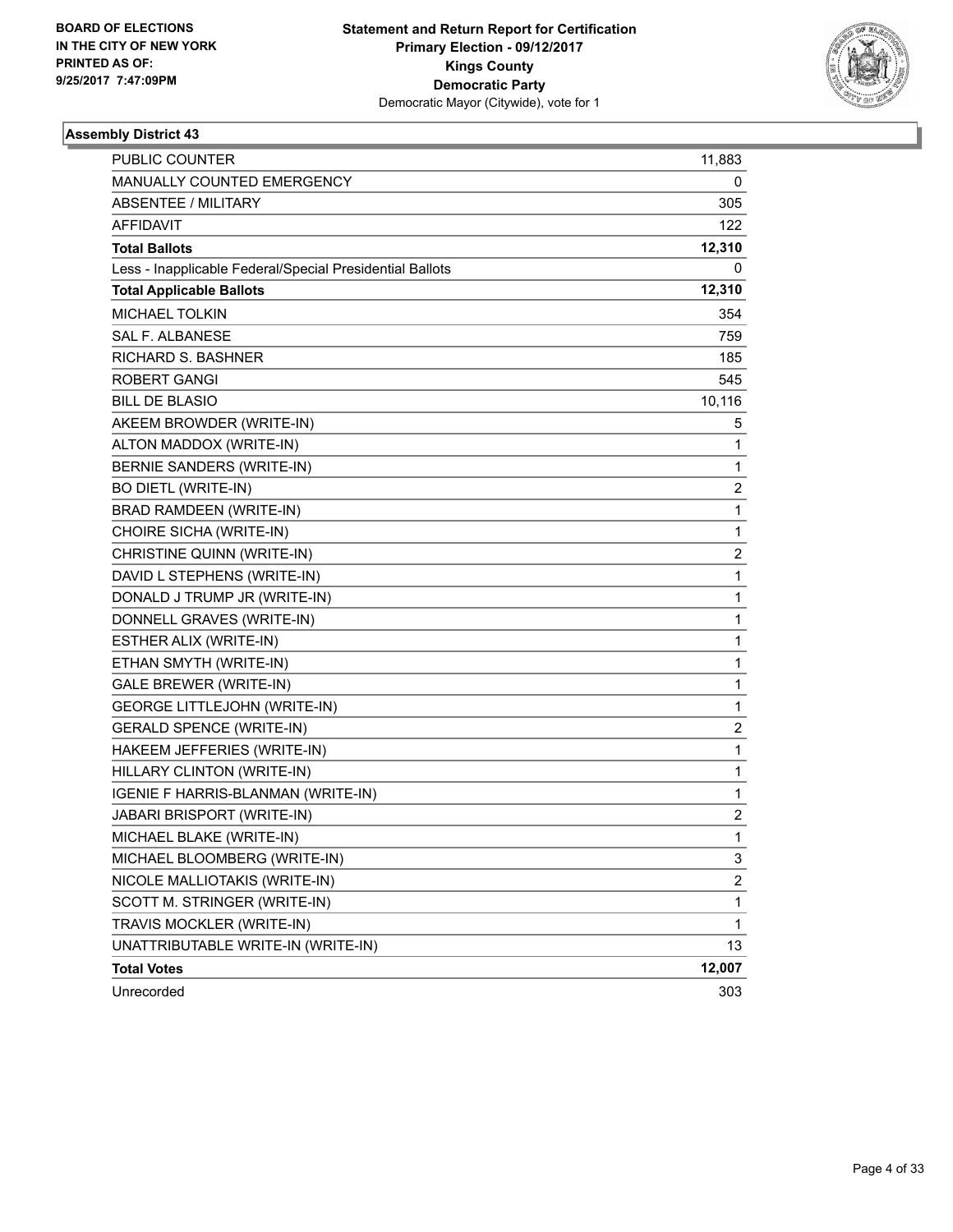BOARD OF ELECTIONS
IN THE CITY OF NEW YORK
PRINTED AS OF:
9/25/2017 7:47:09PM

**Statement and Return Report for Certification**
**Primary Election - 09/12/2017**
**Kings County**
**Democratic Party**
Democratic Mayor (Citywide), vote for 1

### Assembly District 43

| | |
|---|---|
| PUBLIC COUNTER | 11,883 |
| MANUALLY COUNTED EMERGENCY | 0 |
| ABSENTEE / MILITARY | 305 |
| AFFIDAVIT | 122 |
| **Total Ballots** | **12,310** |
| Less - Inapplicable Federal/Special Presidential Ballots | 0 |
| **Total Applicable Ballots** | **12,310** |
| MICHAEL TOLKIN | 354 |
| SAL F. ALBANESE | 759 |
| RICHARD S. BASHNER | 185 |
| ROBERT GANGI | 545 |
| BILL DE BLASIO | 10,116 |
| AKEEM BROWDER (WRITE-IN) | 5 |
| ALTON MADDOX (WRITE-IN) | 1 |
| BERNIE SANDERS (WRITE-IN) | 1 |
| BO DIETL (WRITE-IN) | 2 |
| BRAD RAMDEEN (WRITE-IN) | 1 |
| CHOIRE SICHA (WRITE-IN) | 1 |
| CHRISTINE QUINN (WRITE-IN) | 2 |
| DAVID L STEPHENS (WRITE-IN) | 1 |
| DONALD J TRUMP JR (WRITE-IN) | 1 |
| DONNELL GRAVES (WRITE-IN) | 1 |
| ESTHER ALIX (WRITE-IN) | 1 |
| ETHAN SMYTH (WRITE-IN) | 1 |
| GALE BREWER (WRITE-IN) | 1 |
| GEORGE LITTLEJOHN (WRITE-IN) | 1 |
| GERALD SPENCE (WRITE-IN) | 2 |
| HAKEEM JEFFERIES (WRITE-IN) | 1 |
| HILLARY CLINTON (WRITE-IN) | 1 |
| IGENIE F HARRIS-BLANMAN (WRITE-IN) | 1 |
| JABARI BRISPORT (WRITE-IN) | 2 |
| MICHAEL BLAKE (WRITE-IN) | 1 |
| MICHAEL BLOOMBERG (WRITE-IN) | 3 |
| NICOLE MALLIOTAKIS (WRITE-IN) | 2 |
| SCOTT M. STRINGER (WRITE-IN) | 1 |
| TRAVIS MOCKLER (WRITE-IN) | 1 |
| UNATTRIBUTABLE WRITE-IN (WRITE-IN) | 13 |
| **Total Votes** | **12,007** |
| Unrecorded | 303 |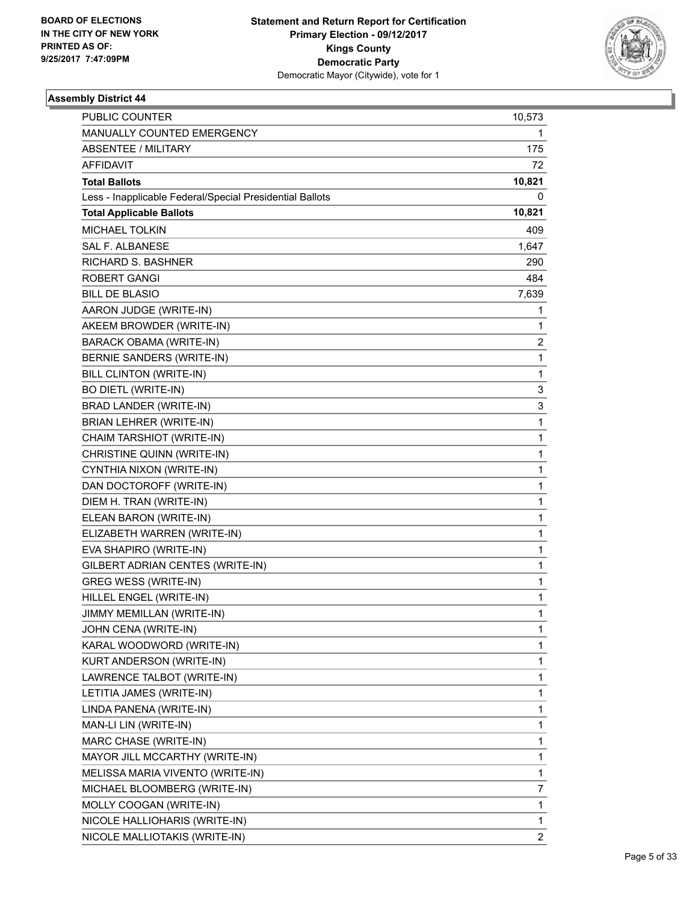**BOARD OF ELECTIONS IN THE CITY OF NEW YORK PRINTED AS OF: 9/25/2017 7:47:09PM**

**Statement and Return Report for Certification**
**Primary Election - 09/12/2017**
**Kings County**
**Democratic Party**
Democratic Mayor (Citywide), vote for 1

**Assembly District 44**

| | |
|---|---|
| PUBLIC COUNTER | 10,573 |
| MANUALLY COUNTED EMERGENCY | 1 |
| ABSENTEE / MILITARY | 175 |
| AFFIDAVIT | 72 |
| **Total Ballots** | **10,821** |
| Less - Inapplicable Federal/Special Presidential Ballots | 0 |
| **Total Applicable Ballots** | **10,821** |
| MICHAEL TOLKIN | 409 |
| SAL F. ALBANESE | 1,647 |
| RICHARD S. BASHNER | 290 |
| ROBERT GANGI | 484 |
| BILL DE BLASIO | 7,639 |
| AARON JUDGE (WRITE-IN) | 1 |
| AKEEM BROWDER (WRITE-IN) | 1 |
| BARACK OBAMA (WRITE-IN) | 2 |
| BERNIE SANDERS (WRITE-IN) | 1 |
| BILL CLINTON (WRITE-IN) | 1 |
| BO DIETL (WRITE-IN) | 3 |
| BRAD LANDER (WRITE-IN) | 3 |
| BRIAN LEHRER (WRITE-IN) | 1 |
| CHAIM TARSHIOT (WRITE-IN) | 1 |
| CHRISTINE QUINN (WRITE-IN) | 1 |
| CYNTHIA NIXON (WRITE-IN) | 1 |
| DAN DOCTOROFF (WRITE-IN) | 1 |
| DIEM H. TRAN (WRITE-IN) | 1 |
| ELEAN BARON (WRITE-IN) | 1 |
| ELIZABETH WARREN (WRITE-IN) | 1 |
| EVA SHAPIRO (WRITE-IN) | 1 |
| GILBERT ADRIAN CENTES (WRITE-IN) | 1 |
| GREG WESS (WRITE-IN) | 1 |
| HILLEL ENGEL (WRITE-IN) | 1 |
| JIMMY MEMILLAN (WRITE-IN) | 1 |
| JOHN CENA (WRITE-IN) | 1 |
| KARAL WOODWORD (WRITE-IN) | 1 |
| KURT ANDERSON (WRITE-IN) | 1 |
| LAWRENCE TALBOT (WRITE-IN) | 1 |
| LETITIA JAMES (WRITE-IN) | 1 |
| LINDA PANENA (WRITE-IN) | 1 |
| MAN-LI LIN (WRITE-IN) | 1 |
| MARC CHASE (WRITE-IN) | 1 |
| MAYOR JILL MCCARTHY (WRITE-IN) | 1 |
| MELISSA MARIA VIVENTO (WRITE-IN) | 1 |
| MICHAEL BLOOMBERG (WRITE-IN) | 7 |
| MOLLY COOGAN (WRITE-IN) | 1 |
| NICOLE HALLIOHARIS (WRITE-IN) | 1 |
| NICOLE MALLIOTAKIS (WRITE-IN) | 2 |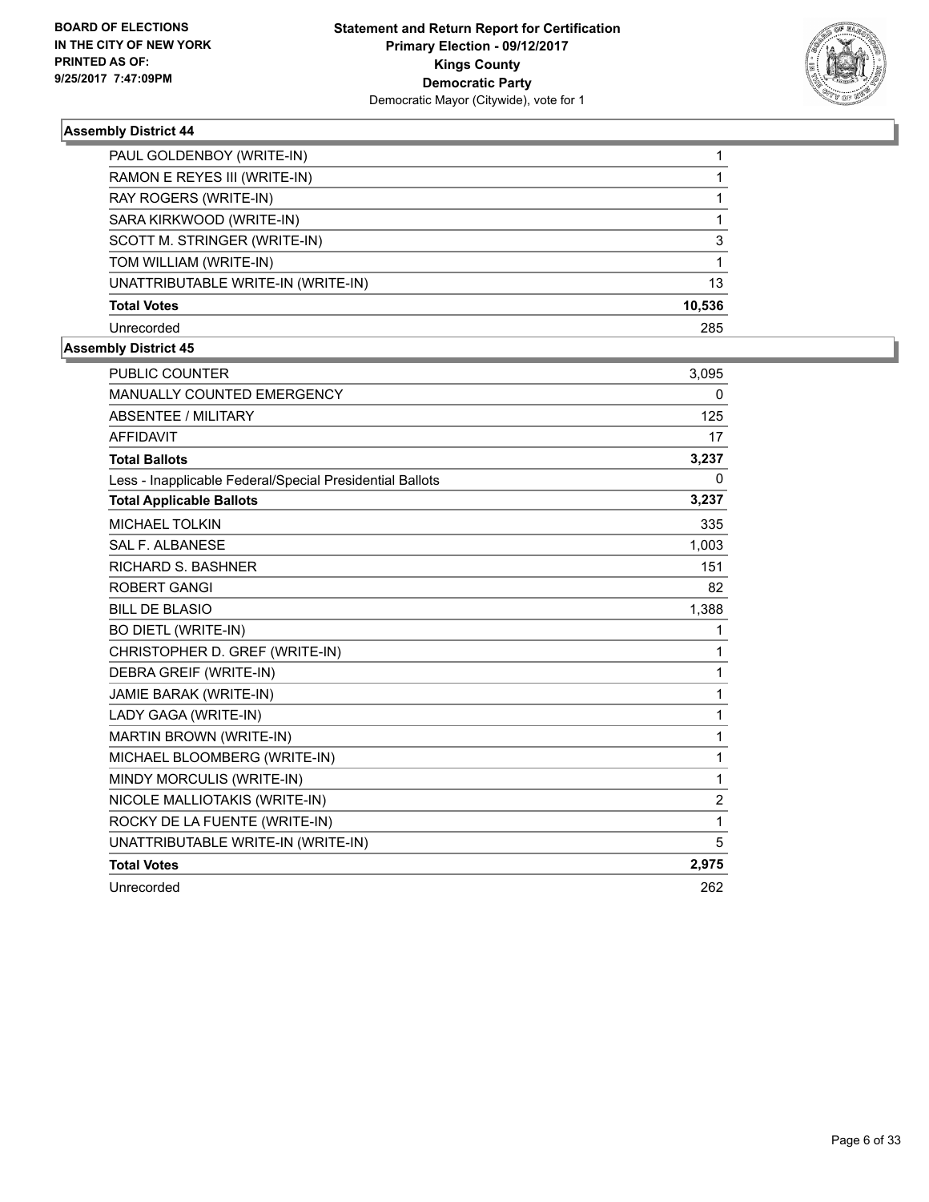BOARD OF ELECTIONS
IN THE CITY OF NEW YORK
PRINTED AS OF:
9/25/2017 7:47:09PM

**Statement and Return Report for Certification**
**Primary Election - 09/12/2017**
**Kings County**
**Democratic Party**
Democratic Mayor (Citywide), vote for 1

### Assembly District 44

| | |
|---|---|
| PAUL GOLDENBOY (WRITE-IN) | 1 |
| RAMON E REYES III (WRITE-IN) | 1 |
| RAY ROGERS (WRITE-IN) | 1 |
| SARA KIRKWOOD (WRITE-IN) | 1 |
| SCOTT M. STRINGER (WRITE-IN) | 3 |
| TOM WILLIAM (WRITE-IN) | 1 |
| UNATTRIBUTABLE WRITE-IN (WRITE-IN) | 13 |
| **Total Votes** | **10,536** |
| Unrecorded | 285 |

### Assembly District 45

| | |
|---|---|
| PUBLIC COUNTER | 3,095 |
| MANUALLY COUNTED EMERGENCY | 0 |
| ABSENTEE / MILITARY | 125 |
| AFFIDAVIT | 17 |
| **Total Ballots** | **3,237** |
| Less - Inapplicable Federal/Special Presidential Ballots | 0 |
| **Total Applicable Ballots** | **3,237** |
| MICHAEL TOLKIN | 335 |
| SAL F. ALBANESE | 1,003 |
| RICHARD S. BASHNER | 151 |
| ROBERT GANGI | 82 |
| BILL DE BLASIO | 1,388 |
| BO DIETL (WRITE-IN) | 1 |
| CHRISTOPHER D. GREF (WRITE-IN) | 1 |
| DEBRA GREIF (WRITE-IN) | 1 |
| JAMIE BARAK (WRITE-IN) | 1 |
| LADY GAGA (WRITE-IN) | 1 |
| MARTIN BROWN (WRITE-IN) | 1 |
| MICHAEL BLOOMBERG (WRITE-IN) | 1 |
| MINDY MORCULIS (WRITE-IN) | 1 |
| NICOLE MALLIOTAKIS (WRITE-IN) | 2 |
| ROCKY DE LA FUENTE (WRITE-IN) | 1 |
| UNATTRIBUTABLE WRITE-IN (WRITE-IN) | 5 |
| **Total Votes** | **2,975** |
| Unrecorded | 262 |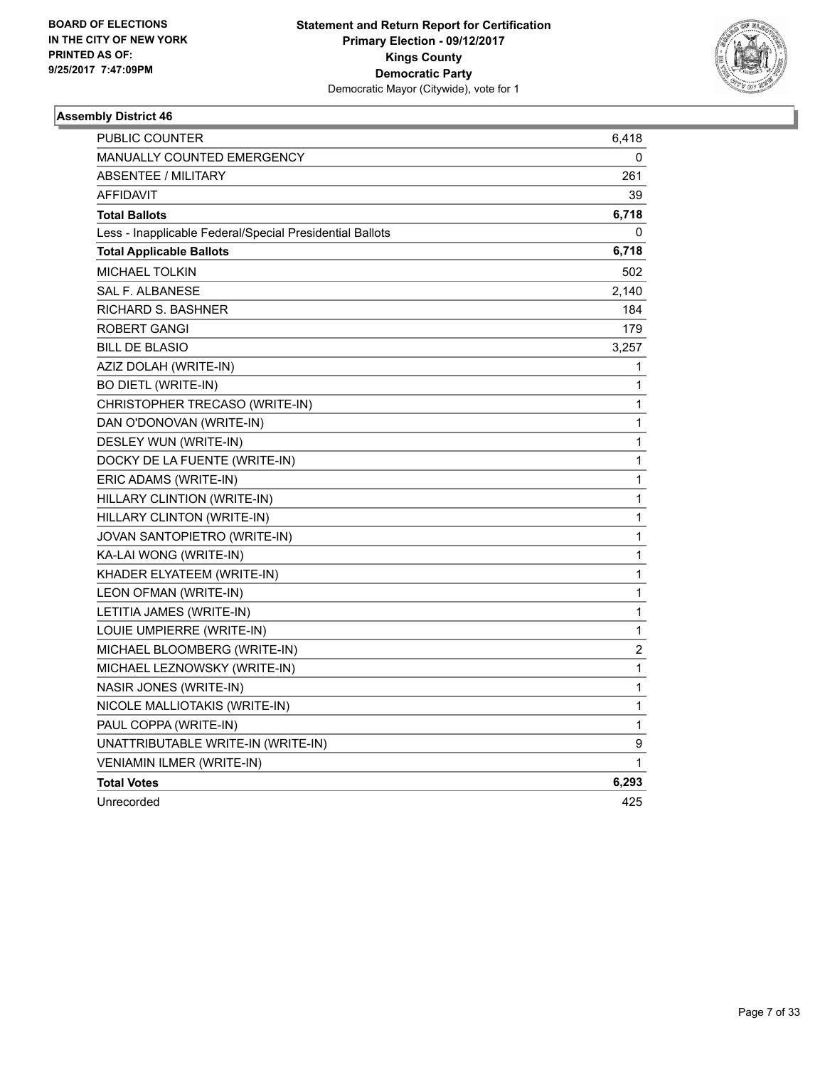BOARD OF ELECTIONS
IN THE CITY OF NEW YORK
PRINTED AS OF:
9/25/2017 7:47:09PM

**Statement and Return Report for Certification**
**Primary Election - 09/12/2017**
**Kings County**
**Democratic Party**
Democratic Mayor (Citywide), vote for 1

### Assembly District 46

| | |
|---|---|
| PUBLIC COUNTER | 6,418 |
| MANUALLY COUNTED EMERGENCY | 0 |
| ABSENTEE / MILITARY | 261 |
| AFFIDAVIT | 39 |
| **Total Ballots** | **6,718** |
| Less - Inapplicable Federal/Special Presidential Ballots | 0 |
| **Total Applicable Ballots** | **6,718** |
| MICHAEL TOLKIN | 502 |
| SAL F. ALBANESE | 2,140 |
| RICHARD S. BASHNER | 184 |
| ROBERT GANGI | 179 |
| BILL DE BLASIO | 3,257 |
| AZIZ DOLAH (WRITE-IN) | 1 |
| BO DIETL (WRITE-IN) | 1 |
| CHRISTOPHER TRECASO (WRITE-IN) | 1 |
| DAN O'DONOVAN (WRITE-IN) | 1 |
| DESLEY WUN (WRITE-IN) | 1 |
| DOCKY DE LA FUENTE (WRITE-IN) | 1 |
| ERIC ADAMS (WRITE-IN) | 1 |
| HILLARY CLINTION (WRITE-IN) | 1 |
| HILLARY CLINTON (WRITE-IN) | 1 |
| JOVAN SANTOPIETRO (WRITE-IN) | 1 |
| KA-LAI WONG (WRITE-IN) | 1 |
| KHADER ELYATEEM (WRITE-IN) | 1 |
| LEON OFMAN (WRITE-IN) | 1 |
| LETITIA JAMES (WRITE-IN) | 1 |
| LOUIE UMPIERRE (WRITE-IN) | 1 |
| MICHAEL BLOOMBERG (WRITE-IN) | 2 |
| MICHAEL LEZNOWSKY (WRITE-IN) | 1 |
| NASIR JONES (WRITE-IN) | 1 |
| NICOLE MALLIOTAKIS (WRITE-IN) | 1 |
| PAUL COPPA (WRITE-IN) | 1 |
| UNATTRIBUTABLE WRITE-IN (WRITE-IN) | 9 |
| VENIAMIN ILMER (WRITE-IN) | 1 |
| **Total Votes** | **6,293** |
| Unrecorded | 425 |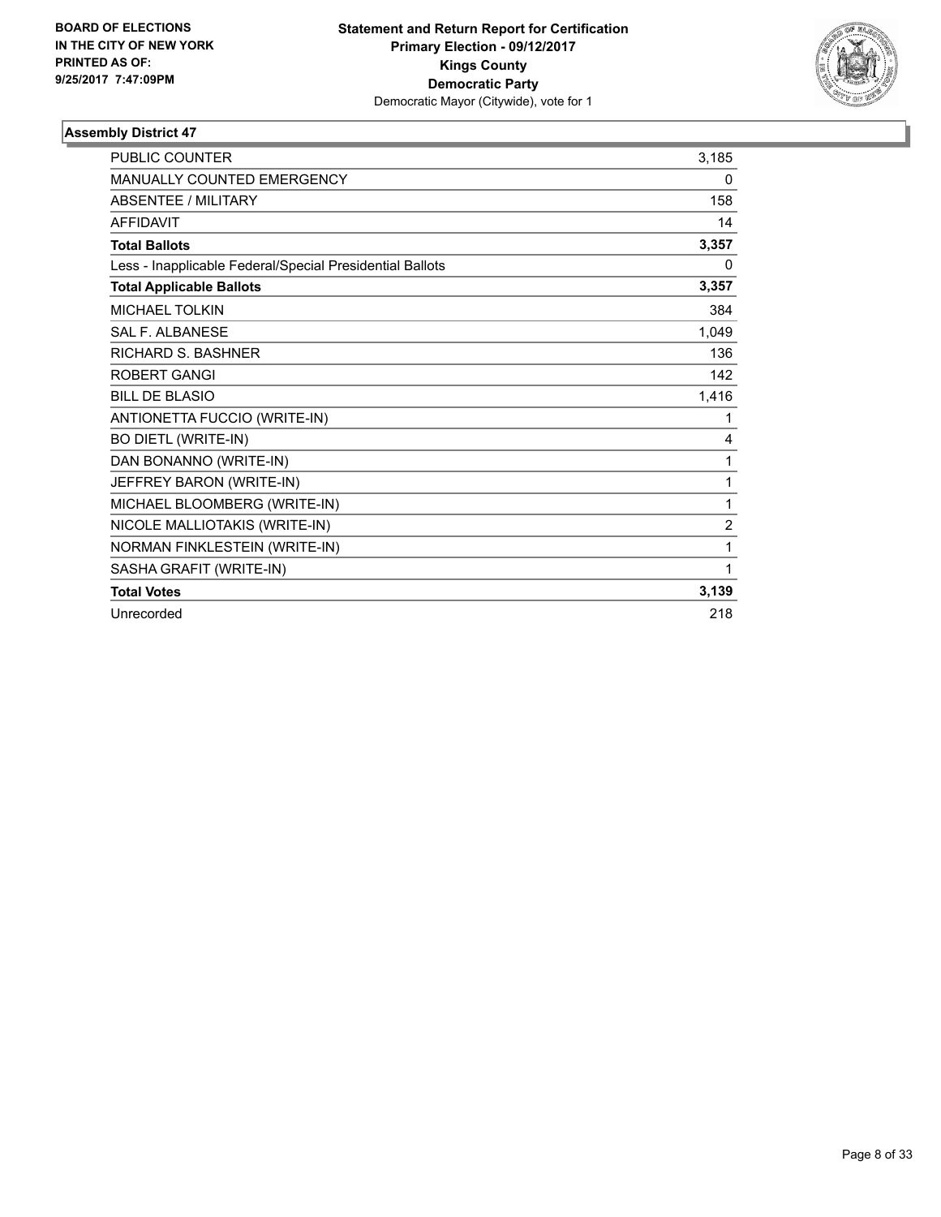**BOARD OF ELECTIONS IN THE CITY OF NEW YORK PRINTED AS OF: 9/25/2017 7:47:09PM**

**Statement and Return Report for Certification Primary Election - 09/12/2017 Kings County Democratic Party**
Democratic Mayor (Citywide), vote for 1

### Assembly District 47

| | |
|---|---|
| PUBLIC COUNTER | 3,185 |
| MANUALLY COUNTED EMERGENCY | 0 |
| ABSENTEE / MILITARY | 158 |
| AFFIDAVIT | 14 |
| **Total Ballots** | **3,357** |
| Less - Inapplicable Federal/Special Presidential Ballots | 0 |
| **Total Applicable Ballots** | **3,357** |
| MICHAEL TOLKIN | 384 |
| SAL F. ALBANESE | 1,049 |
| RICHARD S. BASHNER | 136 |
| ROBERT GANGI | 142 |
| BILL DE BLASIO | 1,416 |
| ANTIONETTA FUCCIO (WRITE-IN) | 1 |
| BO DIETL (WRITE-IN) | 4 |
| DAN BONANNO (WRITE-IN) | 1 |
| JEFFREY BARON (WRITE-IN) | 1 |
| MICHAEL BLOOMBERG (WRITE-IN) | 1 |
| NICOLE MALLIOTAKIS (WRITE-IN) | 2 |
| NORMAN FINKLESTEIN (WRITE-IN) | 1 |
| SASHA GRAFIT (WRITE-IN) | 1 |
| **Total Votes** | **3,139** |
| Unrecorded | 218 |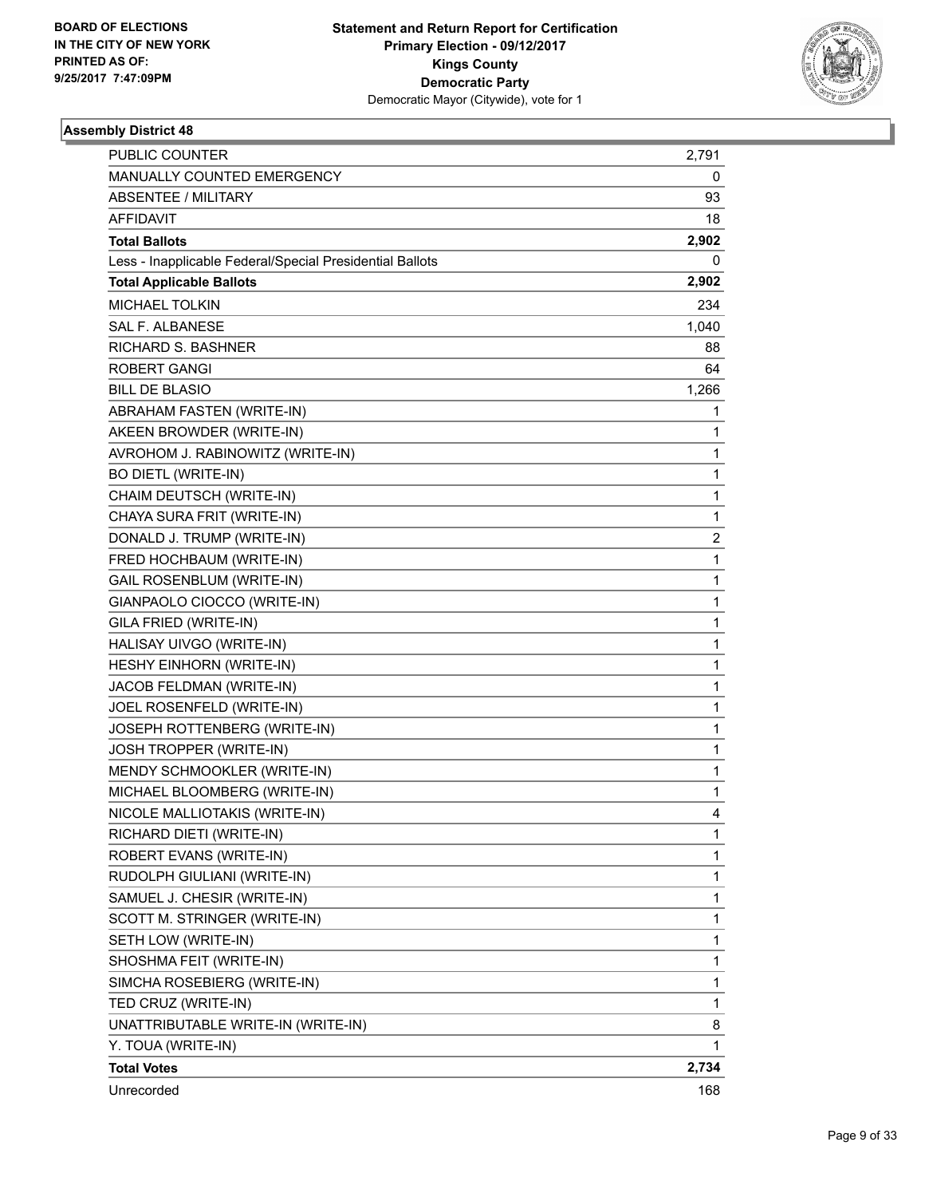**BOARD OF ELECTIONS IN THE CITY OF NEW YORK PRINTED AS OF: 9/25/2017 7:47:09PM**

**Statement and Return Report for Certification Primary Election - 09/12/2017 Kings County Democratic Party** Democratic Mayor (Citywide), vote for 1

### Assembly District 48

| | |
|---|---|
| PUBLIC COUNTER | 2,791 |
| MANUALLY COUNTED EMERGENCY | 0 |
| ABSENTEE / MILITARY | 93 |
| AFFIDAVIT | 18 |
| **Total Ballots** | **2,902** |
| Less - Inapplicable Federal/Special Presidential Ballots | 0 |
| **Total Applicable Ballots** | **2,902** |
| MICHAEL TOLKIN | 234 |
| SAL F. ALBANESE | 1,040 |
| RICHARD S. BASHNER | 88 |
| ROBERT GANGI | 64 |
| BILL DE BLASIO | 1,266 |
| ABRAHAM FASTEN (WRITE-IN) | 1 |
| AKEEN BROWDER (WRITE-IN) | 1 |
| AVROHOM J. RABINOWITZ (WRITE-IN) | 1 |
| BO DIETL (WRITE-IN) | 1 |
| CHAIM DEUTSCH (WRITE-IN) | 1 |
| CHAYA SURA FRIT (WRITE-IN) | 1 |
| DONALD J. TRUMP (WRITE-IN) | 2 |
| FRED HOCHBAUM (WRITE-IN) | 1 |
| GAIL ROSENBLUM (WRITE-IN) | 1 |
| GIANPAOLO CIOCCO (WRITE-IN) | 1 |
| GILA FRIED (WRITE-IN) | 1 |
| HALISAY UIVGO (WRITE-IN) | 1 |
| HESHY EINHORN (WRITE-IN) | 1 |
| JACOB FELDMAN (WRITE-IN) | 1 |
| JOEL ROSENFELD (WRITE-IN) | 1 |
| JOSEPH ROTTENBERG (WRITE-IN) | 1 |
| JOSH TROPPER (WRITE-IN) | 1 |
| MENDY SCHMOOKLER (WRITE-IN) | 1 |
| MICHAEL BLOOMBERG (WRITE-IN) | 1 |
| NICOLE MALLIOTAKIS (WRITE-IN) | 4 |
| RICHARD DIETI (WRITE-IN) | 1 |
| ROBERT EVANS (WRITE-IN) | 1 |
| RUDOLPH GIULIANI (WRITE-IN) | 1 |
| SAMUEL J. CHESIR (WRITE-IN) | 1 |
| SCOTT M. STRINGER (WRITE-IN) | 1 |
| SETH LOW (WRITE-IN) | 1 |
| SHOSHMA FEIT (WRITE-IN) | 1 |
| SIMCHA ROSEBIERG (WRITE-IN) | 1 |
| TED CRUZ (WRITE-IN) | 1 |
| UNATTRIBUTABLE WRITE-IN (WRITE-IN) | 8 |
| Y. TOUA (WRITE-IN) | 1 |
| **Total Votes** | **2,734** |
| Unrecorded | 168 |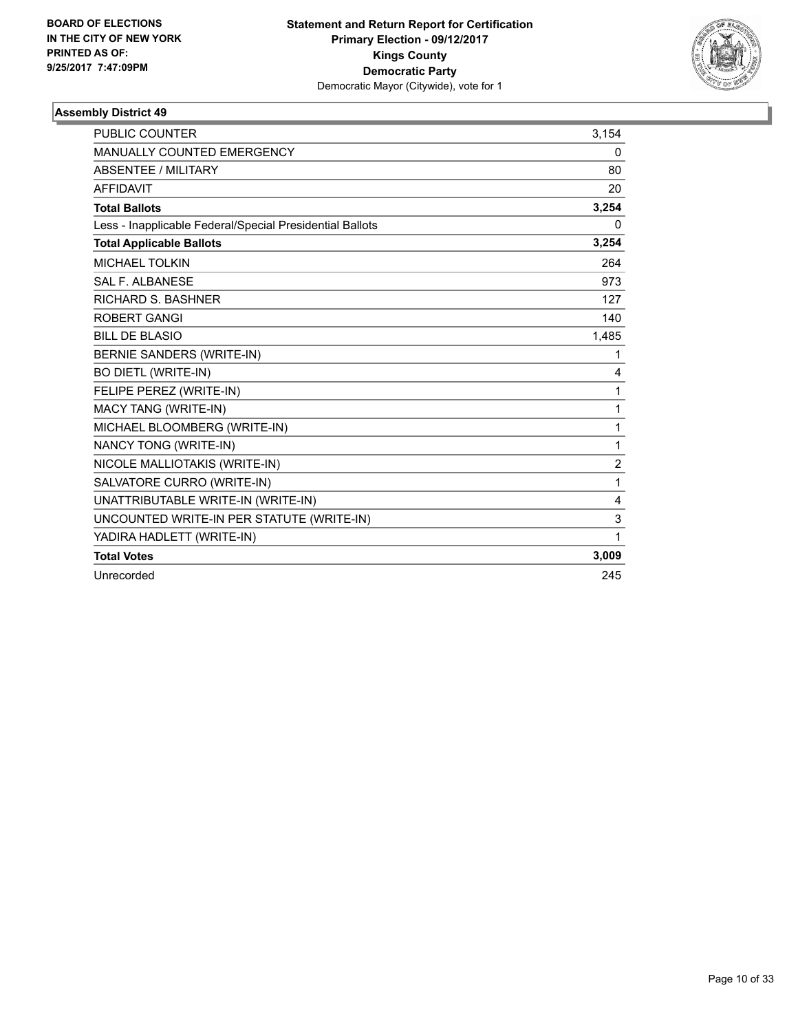BOARD OF ELECTIONS
IN THE CITY OF NEW YORK
PRINTED AS OF:
9/25/2017 7:47:09PM

**Statement and Return Report for Certification**
**Primary Election - 09/12/2017**
**Kings County**
**Democratic Party**
Democratic Mayor (Citywide), vote for 1

### Assembly District 49

| | |
|---|---|
| PUBLIC COUNTER | 3,154 |
| MANUALLY COUNTED EMERGENCY | 0 |
| ABSENTEE / MILITARY | 80 |
| AFFIDAVIT | 20 |
| **Total Ballots** | **3,254** |
| Less - Inapplicable Federal/Special Presidential Ballots | 0 |
| **Total Applicable Ballots** | **3,254** |
| MICHAEL TOLKIN | 264 |
| SAL F. ALBANESE | 973 |
| RICHARD S. BASHNER | 127 |
| ROBERT GANGI | 140 |
| BILL DE BLASIO | 1,485 |
| BERNIE SANDERS (WRITE-IN) | 1 |
| BO DIETL (WRITE-IN) | 4 |
| FELIPE PEREZ (WRITE-IN) | 1 |
| MACY TANG (WRITE-IN) | 1 |
| MICHAEL BLOOMBERG (WRITE-IN) | 1 |
| NANCY TONG (WRITE-IN) | 1 |
| NICOLE MALLIOTAKIS (WRITE-IN) | 2 |
| SALVATORE CURRO (WRITE-IN) | 1 |
| UNATTRIBUTABLE WRITE-IN (WRITE-IN) | 4 |
| UNCOUNTED WRITE-IN PER STATUTE (WRITE-IN) | 3 |
| YADIRA HADLETT (WRITE-IN) | 1 |
| **Total Votes** | **3,009** |
| Unrecorded | 245 |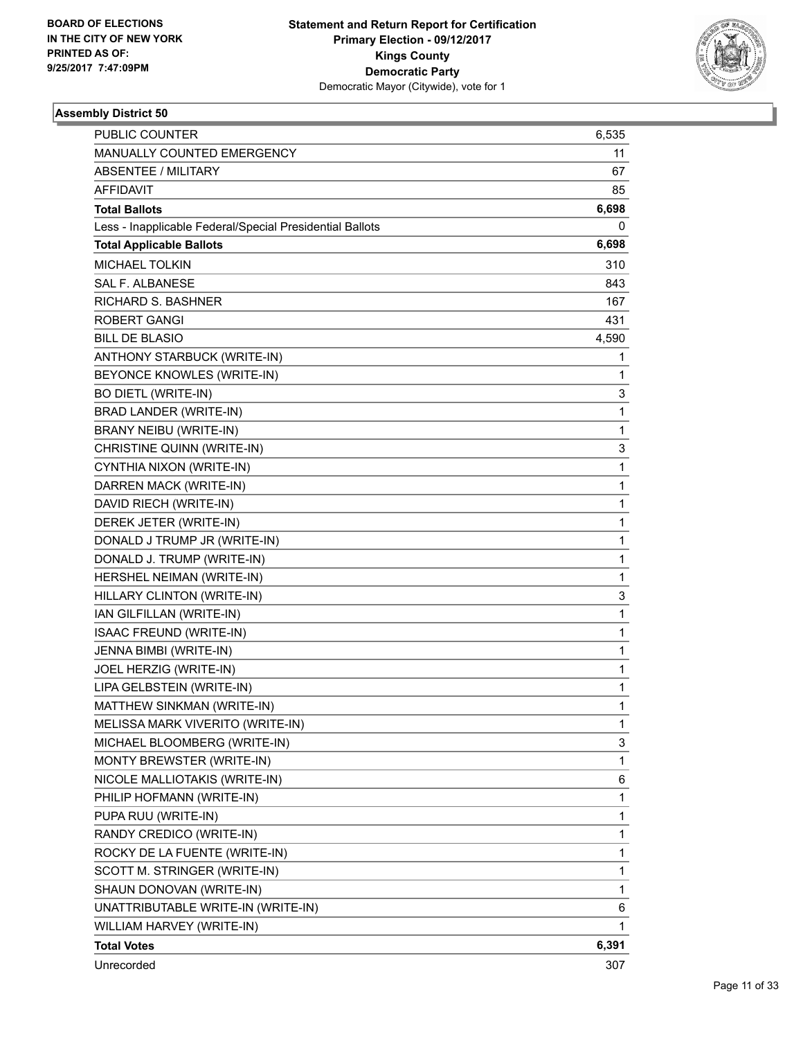**BOARD OF ELECTIONS IN THE CITY OF NEW YORK PRINTED AS OF: 9/25/2017 7:47:09PM**

**Statement and Return Report for Certification Primary Election - 09/12/2017 Kings County Democratic Party**
Democratic Mayor (Citywide), vote for 1

### Assembly District 50

| | |
|---|---|
| PUBLIC COUNTER | 6,535 |
| MANUALLY COUNTED EMERGENCY | 11 |
| ABSENTEE / MILITARY | 67 |
| AFFIDAVIT | 85 |
| **Total Ballots** | **6,698** |
| Less - Inapplicable Federal/Special Presidential Ballots | 0 |
| **Total Applicable Ballots** | **6,698** |
| MICHAEL TOLKIN | 310 |
| SAL F. ALBANESE | 843 |
| RICHARD S. BASHNER | 167 |
| ROBERT GANGI | 431 |
| BILL DE BLASIO | 4,590 |
| ANTHONY STARBUCK (WRITE-IN) | 1 |
| BEYONCE KNOWLES (WRITE-IN) | 1 |
| BO DIETL (WRITE-IN) | 3 |
| BRAD LANDER (WRITE-IN) | 1 |
| BRANY NEIBU (WRITE-IN) | 1 |
| CHRISTINE QUINN (WRITE-IN) | 3 |
| CYNTHIA NIXON (WRITE-IN) | 1 |
| DARREN MACK (WRITE-IN) | 1 |
| DAVID RIECH (WRITE-IN) | 1 |
| DEREK JETER (WRITE-IN) | 1 |
| DONALD J TRUMP JR (WRITE-IN) | 1 |
| DONALD J. TRUMP (WRITE-IN) | 1 |
| HERSHEL NEIMAN (WRITE-IN) | 1 |
| HILLARY CLINTON (WRITE-IN) | 3 |
| IAN GILFILLAN (WRITE-IN) | 1 |
| ISAAC FREUND (WRITE-IN) | 1 |
| JENNA BIMBI (WRITE-IN) | 1 |
| JOEL HERZIG (WRITE-IN) | 1 |
| LIPA GELBSTEIN (WRITE-IN) | 1 |
| MATTHEW SINKMAN (WRITE-IN) | 1 |
| MELISSA MARK VIVERITO (WRITE-IN) | 1 |
| MICHAEL BLOOMBERG (WRITE-IN) | 3 |
| MONTY BREWSTER (WRITE-IN) | 1 |
| NICOLE MALLIOTAKIS (WRITE-IN) | 6 |
| PHILIP HOFMANN (WRITE-IN) | 1 |
| PUPA RUU (WRITE-IN) | 1 |
| RANDY CREDICO (WRITE-IN) | 1 |
| ROCKY DE LA FUENTE (WRITE-IN) | 1 |
| SCOTT M. STRINGER (WRITE-IN) | 1 |
| SHAUN DONOVAN (WRITE-IN) | 1 |
| UNATTRIBUTABLE WRITE-IN (WRITE-IN) | 6 |
| WILLIAM HARVEY (WRITE-IN) | 1 |
| **Total Votes** | **6,391** |
| Unrecorded | 307 |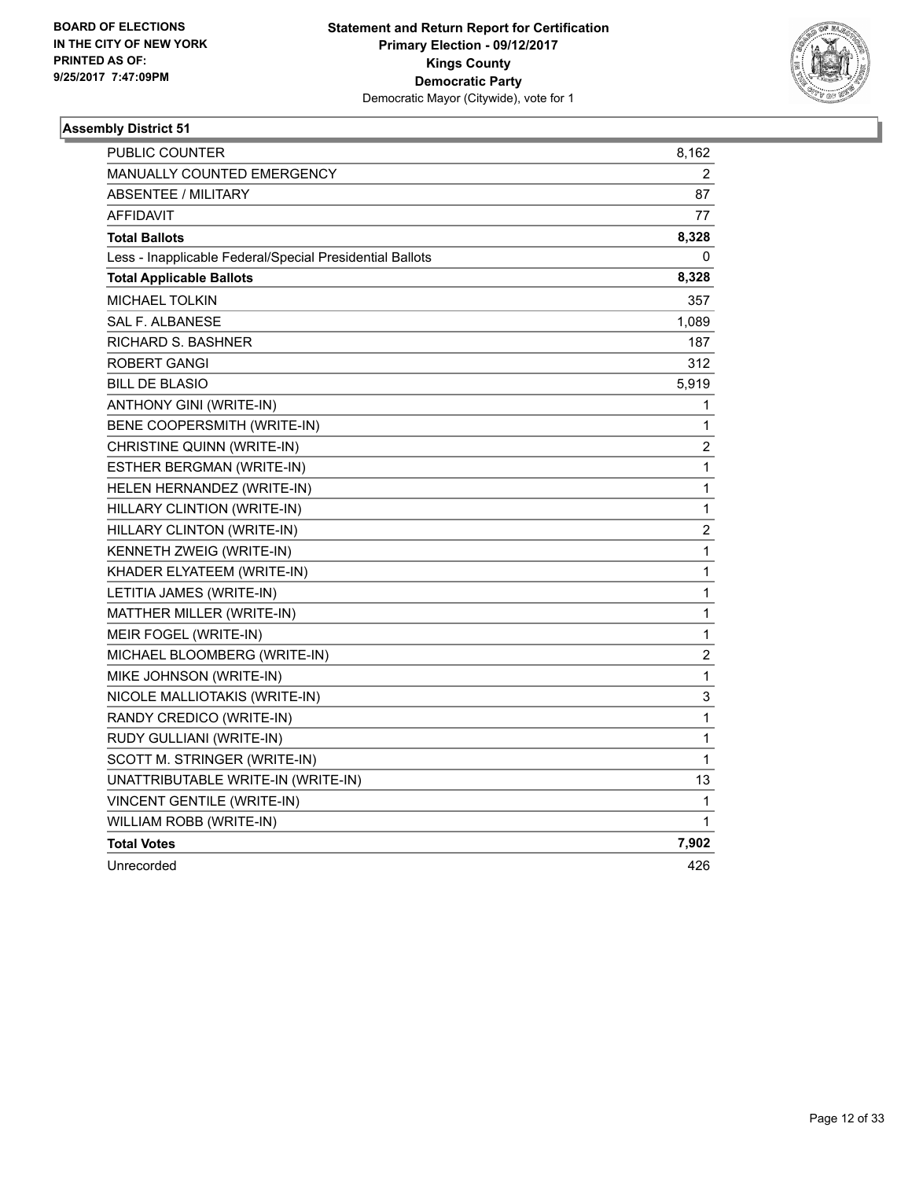**BOARD OF ELECTIONS IN THE CITY OF NEW YORK PRINTED AS OF: 9/25/2017 7:47:09PM**

**Statement and Return Report for Certification**
**Primary Election - 09/12/2017**
**Kings County**
**Democratic Party**
Democratic Mayor (Citywide), vote for 1

### Assembly District 51

| | |
|---|---|
| PUBLIC COUNTER | 8,162 |
| MANUALLY COUNTED EMERGENCY | 2 |
| ABSENTEE / MILITARY | 87 |
| AFFIDAVIT | 77 |
| **Total Ballots** | **8,328** |
| Less - Inapplicable Federal/Special Presidential Ballots | 0 |
| **Total Applicable Ballots** | **8,328** |
| MICHAEL TOLKIN | 357 |
| SAL F. ALBANESE | 1,089 |
| RICHARD S. BASHNER | 187 |
| ROBERT GANGI | 312 |
| BILL DE BLASIO | 5,919 |
| ANTHONY GINI (WRITE-IN) | 1 |
| BENE COOPERSMITH (WRITE-IN) | 1 |
| CHRISTINE QUINN (WRITE-IN) | 2 |
| ESTHER BERGMAN (WRITE-IN) | 1 |
| HELEN HERNANDEZ (WRITE-IN) | 1 |
| HILLARY CLINTION (WRITE-IN) | 1 |
| HILLARY CLINTON (WRITE-IN) | 2 |
| KENNETH ZWEIG (WRITE-IN) | 1 |
| KHADER ELYATEEM (WRITE-IN) | 1 |
| LETITIA JAMES (WRITE-IN) | 1 |
| MATTHER MILLER (WRITE-IN) | 1 |
| MEIR FOGEL (WRITE-IN) | 1 |
| MICHAEL BLOOMBERG (WRITE-IN) | 2 |
| MIKE JOHNSON (WRITE-IN) | 1 |
| NICOLE MALLIOTAKIS (WRITE-IN) | 3 |
| RANDY CREDICO (WRITE-IN) | 1 |
| RUDY GULLIANI (WRITE-IN) | 1 |
| SCOTT M. STRINGER (WRITE-IN) | 1 |
| UNATTRIBUTABLE WRITE-IN (WRITE-IN) | 13 |
| VINCENT GENTILE (WRITE-IN) | 1 |
| WILLIAM ROBB (WRITE-IN) | 1 |
| **Total Votes** | **7,902** |
| Unrecorded | 426 |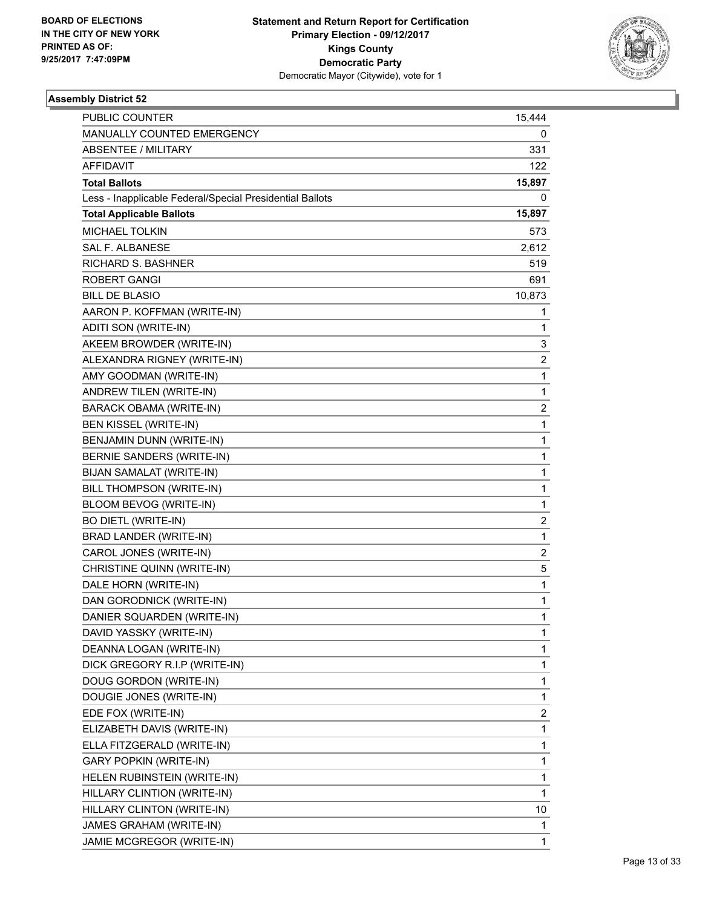**BOARD OF ELECTIONS IN THE CITY OF NEW YORK PRINTED AS OF: 9/25/2017 7:47:09PM**

**Statement and Return Report for Certification**
**Primary Election - 09/12/2017**
**Kings County**
**Democratic Party**
Democratic Mayor (Citywide), vote for 1

### Assembly District 52

| | |
|---|---|
| PUBLIC COUNTER | 15,444 |
| MANUALLY COUNTED EMERGENCY | 0 |
| ABSENTEE / MILITARY | 331 |
| AFFIDAVIT | 122 |
| **Total Ballots** | **15,897** |
| Less - Inapplicable Federal/Special Presidential Ballots | 0 |
| **Total Applicable Ballots** | **15,897** |
| MICHAEL TOLKIN | 573 |
| SAL F. ALBANESE | 2,612 |
| RICHARD S. BASHNER | 519 |
| ROBERT GANGI | 691 |
| BILL DE BLASIO | 10,873 |
| AARON P. KOFFMAN (WRITE-IN) | 1 |
| ADITI SON (WRITE-IN) | 1 |
| AKEEM BROWDER (WRITE-IN) | 3 |
| ALEXANDRA RIGNEY (WRITE-IN) | 2 |
| AMY GOODMAN (WRITE-IN) | 1 |
| ANDREW TILEN (WRITE-IN) | 1 |
| BARACK OBAMA (WRITE-IN) | 2 |
| BEN KISSEL (WRITE-IN) | 1 |
| BENJAMIN DUNN (WRITE-IN) | 1 |
| BERNIE SANDERS (WRITE-IN) | 1 |
| BIJAN SAMALAT (WRITE-IN) | 1 |
| BILL THOMPSON (WRITE-IN) | 1 |
| BLOOM BEVOG (WRITE-IN) | 1 |
| BO DIETL (WRITE-IN) | 2 |
| BRAD LANDER (WRITE-IN) | 1 |
| CAROL JONES (WRITE-IN) | 2 |
| CHRISTINE QUINN (WRITE-IN) | 5 |
| DALE HORN (WRITE-IN) | 1 |
| DAN GORODNICK (WRITE-IN) | 1 |
| DANIER SQUARDEN (WRITE-IN) | 1 |
| DAVID YASSKY (WRITE-IN) | 1 |
| DEANNA LOGAN (WRITE-IN) | 1 |
| DICK GREGORY R.I.P (WRITE-IN) | 1 |
| DOUG GORDON (WRITE-IN) | 1 |
| DOUGIE JONES (WRITE-IN) | 1 |
| EDE FOX (WRITE-IN) | 2 |
| ELIZABETH DAVIS (WRITE-IN) | 1 |
| ELLA FITZGERALD (WRITE-IN) | 1 |
| GARY POPKIN (WRITE-IN) | 1 |
| HELEN RUBINSTEIN (WRITE-IN) | 1 |
| HILLARY CLINTION (WRITE-IN) | 1 |
| HILLARY CLINTON (WRITE-IN) | 10 |
| JAMES GRAHAM (WRITE-IN) | 1 |
| JAMIE MCGREGOR (WRITE-IN) | 1 |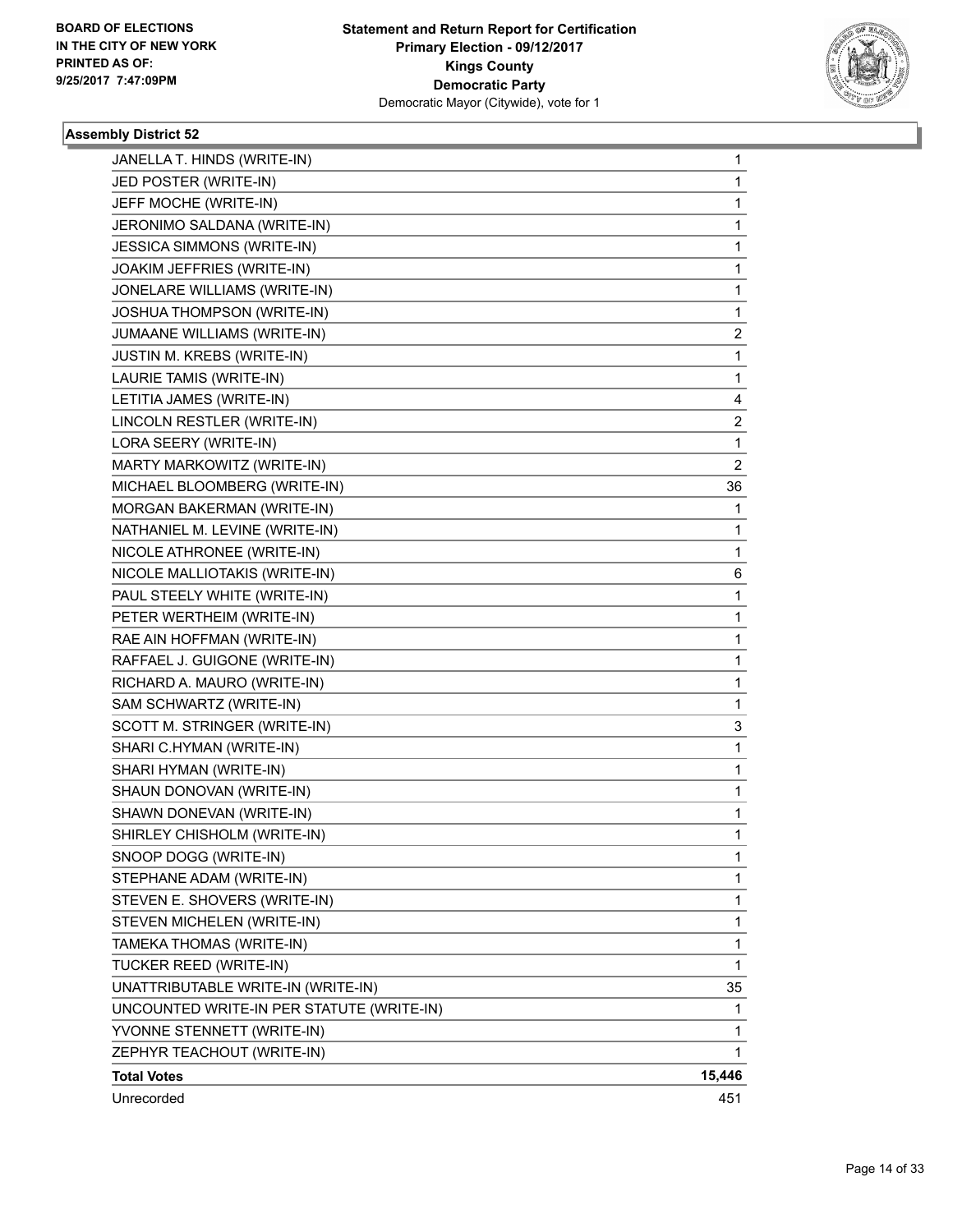**BOARD OF ELECTIONS IN THE CITY OF NEW YORK PRINTED AS OF: 9/25/2017 7:47:09PM**

**Statement and Return Report for Certification Primary Election - 09/12/2017 Kings County Democratic Party**
Democratic Mayor (Citywide), vote for 1

### Assembly District 52

| | |
|---|---|
| JANELLA T. HINDS (WRITE-IN) | 1 |
| JED POSTER (WRITE-IN) | 1 |
| JEFF MOCHE (WRITE-IN) | 1 |
| JERONIMO SALDANA (WRITE-IN) | 1 |
| JESSICA SIMMONS (WRITE-IN) | 1 |
| JOAKIM JEFFRIES (WRITE-IN) | 1 |
| JONELARE WILLIAMS (WRITE-IN) | 1 |
| JOSHUA THOMPSON (WRITE-IN) | 1 |
| JUMAANE WILLIAMS (WRITE-IN) | 2 |
| JUSTIN M. KREBS (WRITE-IN) | 1 |
| LAURIE TAMIS (WRITE-IN) | 1 |
| LETITIA JAMES (WRITE-IN) | 4 |
| LINCOLN RESTLER (WRITE-IN) | 2 |
| LORA SEERY (WRITE-IN) | 1 |
| MARTY MARKOWITZ (WRITE-IN) | 2 |
| MICHAEL BLOOMBERG (WRITE-IN) | 36 |
| MORGAN BAKERMAN (WRITE-IN) | 1 |
| NATHANIEL M. LEVINE (WRITE-IN) | 1 |
| NICOLE ATHRONEE (WRITE-IN) | 1 |
| NICOLE MALLIOTAKIS (WRITE-IN) | 6 |
| PAUL STEELY WHITE (WRITE-IN) | 1 |
| PETER WERTHEIM (WRITE-IN) | 1 |
| RAE AIN HOFFMAN (WRITE-IN) | 1 |
| RAFFAEL J. GUIGONE (WRITE-IN) | 1 |
| RICHARD A. MAURO (WRITE-IN) | 1 |
| SAM SCHWARTZ (WRITE-IN) | 1 |
| SCOTT M. STRINGER (WRITE-IN) | 3 |
| SHARI C.HYMAN (WRITE-IN) | 1 |
| SHARI HYMAN (WRITE-IN) | 1 |
| SHAUN DONOVAN (WRITE-IN) | 1 |
| SHAWN DONEVAN (WRITE-IN) | 1 |
| SHIRLEY CHISHOLM (WRITE-IN) | 1 |
| SNOOP DOGG (WRITE-IN) | 1 |
| STEPHANE ADAM (WRITE-IN) | 1 |
| STEVEN E. SHOVERS (WRITE-IN) | 1 |
| STEVEN MICHELEN (WRITE-IN) | 1 |
| TAMEKA THOMAS (WRITE-IN) | 1 |
| TUCKER REED (WRITE-IN) | 1 |
| UNATTRIBUTABLE WRITE-IN (WRITE-IN) | 35 |
| UNCOUNTED WRITE-IN PER STATUTE (WRITE-IN) | 1 |
| YVONNE STENNETT (WRITE-IN) | 1 |
| ZEPHYR TEACHOUT (WRITE-IN) | 1 |
| **Total Votes** | **15,446** |
| Unrecorded | 451 |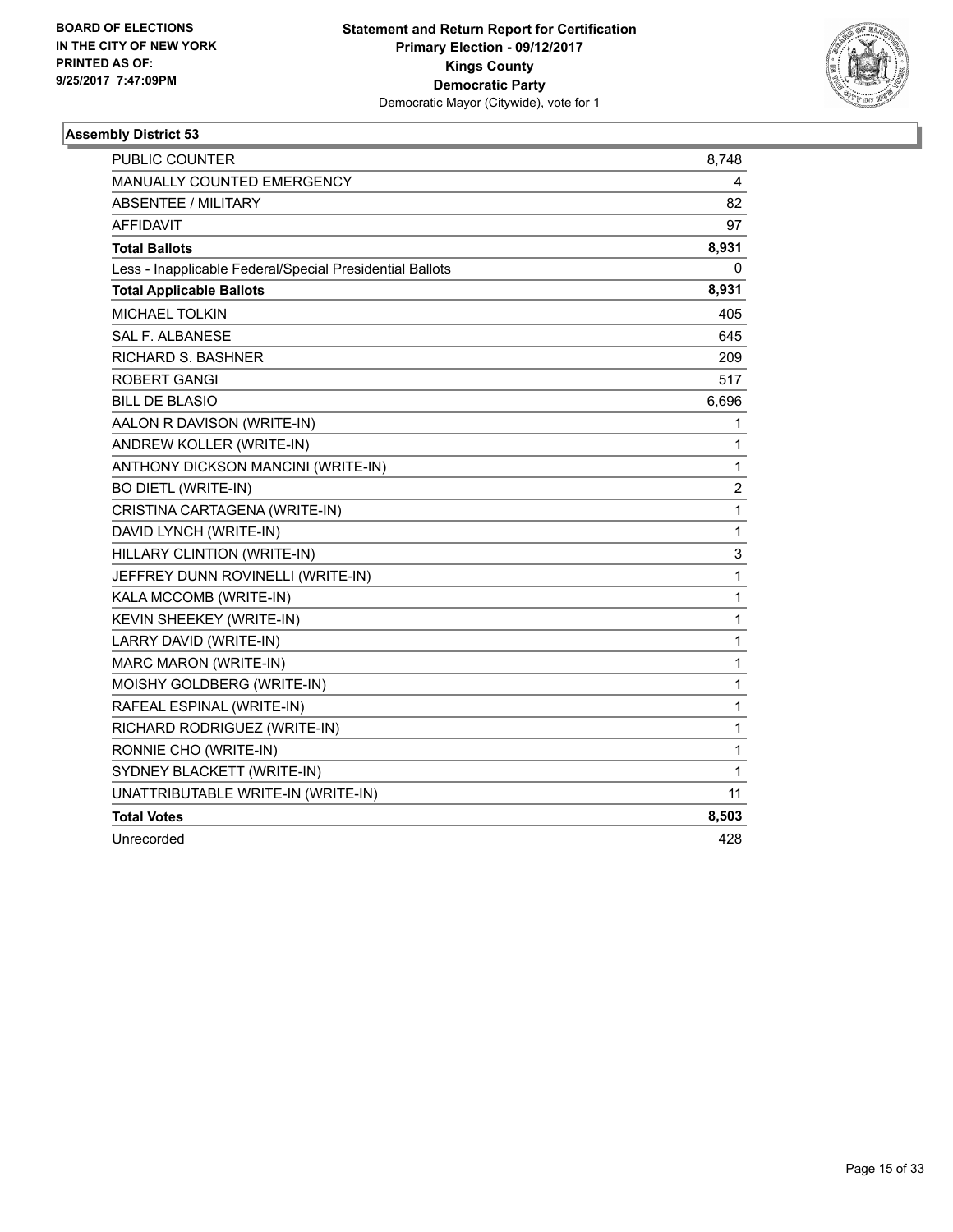BOARD OF ELECTIONS
IN THE CITY OF NEW YORK
PRINTED AS OF:
9/25/2017 7:47:09PM

**Statement and Return Report for Certification**
**Primary Election - 09/12/2017**
**Kings County**
**Democratic Party**
Democratic Mayor (Citywide), vote for 1

### Assembly District 53

| | |
|---|---|
| PUBLIC COUNTER | 8,748 |
| MANUALLY COUNTED EMERGENCY | 4 |
| ABSENTEE / MILITARY | 82 |
| AFFIDAVIT | 97 |
| **Total Ballots** | **8,931** |
| Less - Inapplicable Federal/Special Presidential Ballots | 0 |
| **Total Applicable Ballots** | **8,931** |
| MICHAEL TOLKIN | 405 |
| SAL F. ALBANESE | 645 |
| RICHARD S. BASHNER | 209 |
| ROBERT GANGI | 517 |
| BILL DE BLASIO | 6,696 |
| AALON R DAVISON (WRITE-IN) | 1 |
| ANDREW KOLLER (WRITE-IN) | 1 |
| ANTHONY DICKSON MANCINI (WRITE-IN) | 1 |
| BO DIETL (WRITE-IN) | 2 |
| CRISTINA CARTAGENA (WRITE-IN) | 1 |
| DAVID LYNCH (WRITE-IN) | 1 |
| HILLARY CLINTION (WRITE-IN) | 3 |
| JEFFREY DUNN ROVINELLI (WRITE-IN) | 1 |
| KALA MCCOMB (WRITE-IN) | 1 |
| KEVIN SHEEKEY (WRITE-IN) | 1 |
| LARRY DAVID (WRITE-IN) | 1 |
| MARC MARON (WRITE-IN) | 1 |
| MOISHY GOLDBERG (WRITE-IN) | 1 |
| RAFEAL ESPINAL (WRITE-IN) | 1 |
| RICHARD RODRIGUEZ (WRITE-IN) | 1 |
| RONNIE CHO (WRITE-IN) | 1 |
| SYDNEY BLACKETT (WRITE-IN) | 1 |
| UNATTRIBUTABLE WRITE-IN (WRITE-IN) | 11 |
| **Total Votes** | **8,503** |
| Unrecorded | 428 |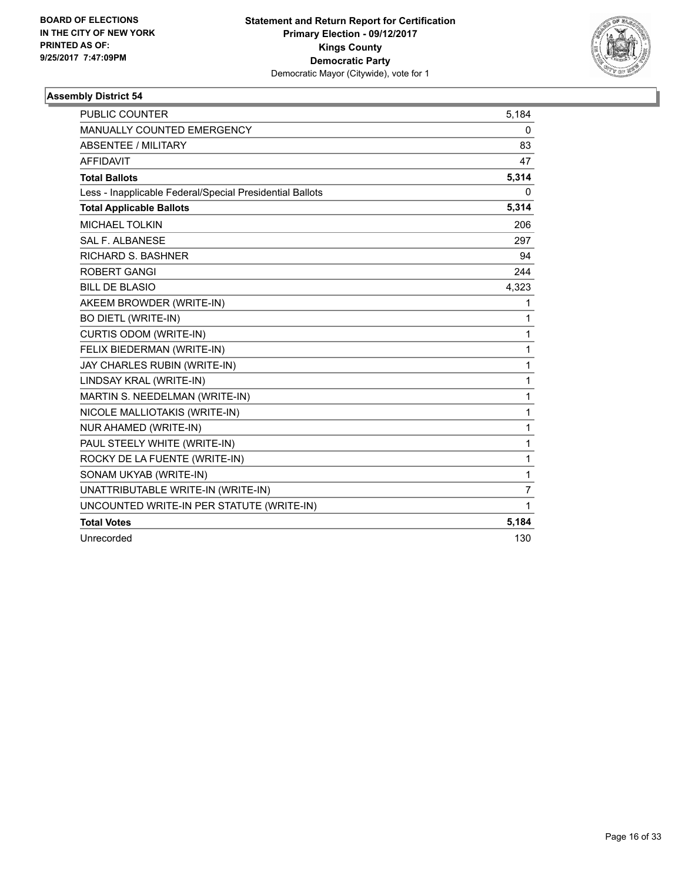BOARD OF ELECTIONS
IN THE CITY OF NEW YORK
PRINTED AS OF:
9/25/2017 7:47:09PM

**Statement and Return Report for Certification**
**Primary Election - 09/12/2017**
**Kings County**
**Democratic Party**
Democratic Mayor (Citywide), vote for 1

### Assembly District 54

| | |
|---|---|
| PUBLIC COUNTER | 5,184 |
| MANUALLY COUNTED EMERGENCY | 0 |
| ABSENTEE / MILITARY | 83 |
| AFFIDAVIT | 47 |
| **Total Ballots** | **5,314** |
| Less - Inapplicable Federal/Special Presidential Ballots | 0 |
| **Total Applicable Ballots** | **5,314** |
| MICHAEL TOLKIN | 206 |
| SAL F. ALBANESE | 297 |
| RICHARD S. BASHNER | 94 |
| ROBERT GANGI | 244 |
| BILL DE BLASIO | 4,323 |
| AKEEM BROWDER (WRITE-IN) | 1 |
| BO DIETL (WRITE-IN) | 1 |
| CURTIS ODOM (WRITE-IN) | 1 |
| FELIX BIEDERMAN (WRITE-IN) | 1 |
| JAY CHARLES RUBIN (WRITE-IN) | 1 |
| LINDSAY KRAL (WRITE-IN) | 1 |
| MARTIN S. NEEDELMAN (WRITE-IN) | 1 |
| NICOLE MALLIOTAKIS (WRITE-IN) | 1 |
| NUR AHAMED (WRITE-IN) | 1 |
| PAUL STEELY WHITE (WRITE-IN) | 1 |
| ROCKY DE LA FUENTE (WRITE-IN) | 1 |
| SONAM UKYAB (WRITE-IN) | 1 |
| UNATTRIBUTABLE WRITE-IN (WRITE-IN) | 7 |
| UNCOUNTED WRITE-IN PER STATUTE (WRITE-IN) | 1 |
| **Total Votes** | **5,184** |
| Unrecorded | 130 |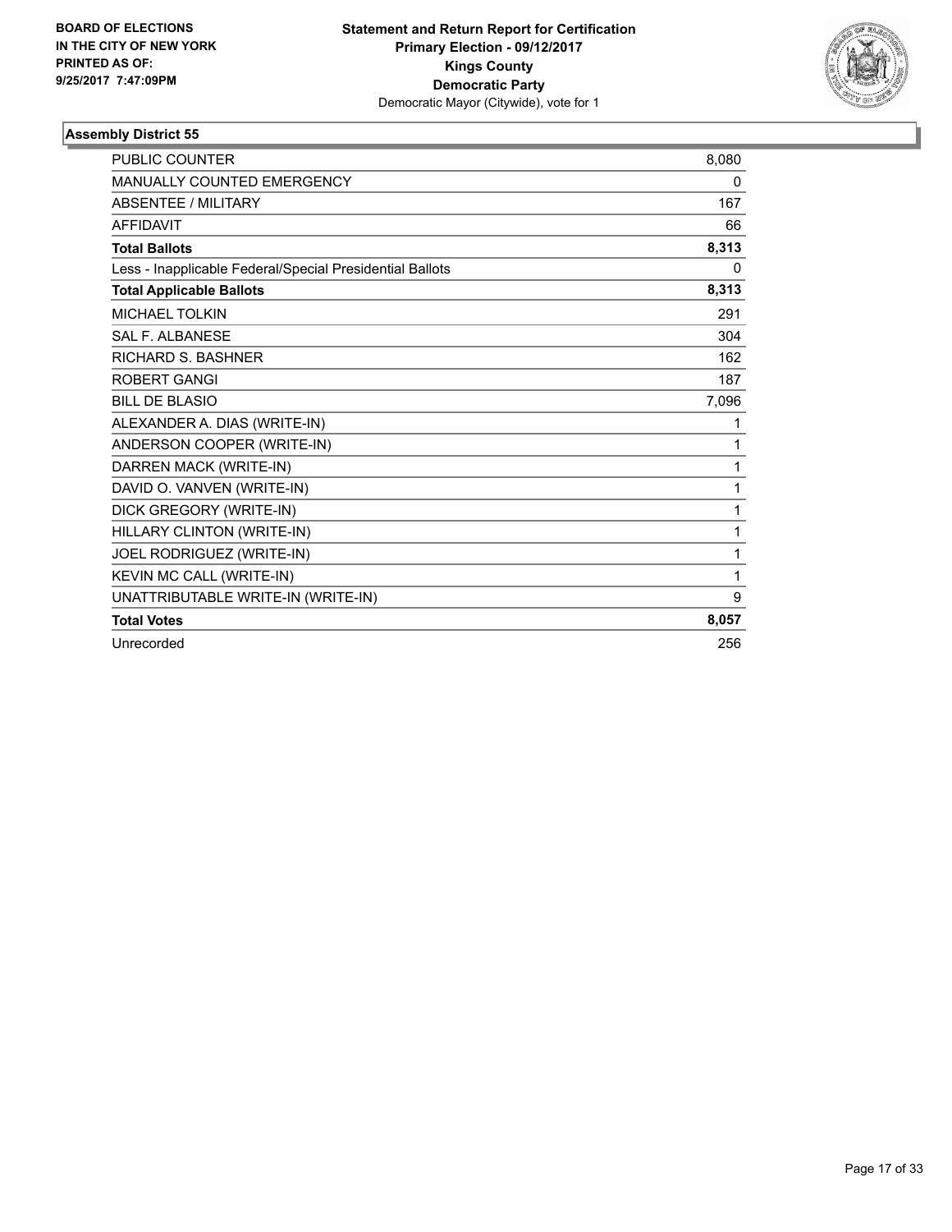**BOARD OF ELECTIONS IN THE CITY OF NEW YORK PRINTED AS OF: 9/25/2017 7:47:09PM**

**Statement and Return Report for Certification**
**Primary Election - 09/12/2017**
**Kings County**
**Democratic Party**
Democratic Mayor (Citywide), vote for 1

### Assembly District 55

| | |
|---|---|
| PUBLIC COUNTER | 8,080 |
| MANUALLY COUNTED EMERGENCY | 0 |
| ABSENTEE / MILITARY | 167 |
| AFFIDAVIT | 66 |
| **Total Ballots** | **8,313** |
| Less - Inapplicable Federal/Special Presidential Ballots | 0 |
| **Total Applicable Ballots** | **8,313** |
| MICHAEL TOLKIN | 291 |
| SAL F. ALBANESE | 304 |
| RICHARD S. BASHNER | 162 |
| ROBERT GANGI | 187 |
| BILL DE BLASIO | 7,096 |
| ALEXANDER A. DIAS (WRITE-IN) | 1 |
| ANDERSON COOPER (WRITE-IN) | 1 |
| DARREN MACK (WRITE-IN) | 1 |
| DAVID O. VANVEN (WRITE-IN) | 1 |
| DICK GREGORY (WRITE-IN) | 1 |
| HILLARY CLINTON (WRITE-IN) | 1 |
| JOEL RODRIGUEZ (WRITE-IN) | 1 |
| KEVIN MC CALL (WRITE-IN) | 1 |
| UNATTRIBUTABLE WRITE-IN (WRITE-IN) | 9 |
| **Total Votes** | **8,057** |
| Unrecorded | 256 |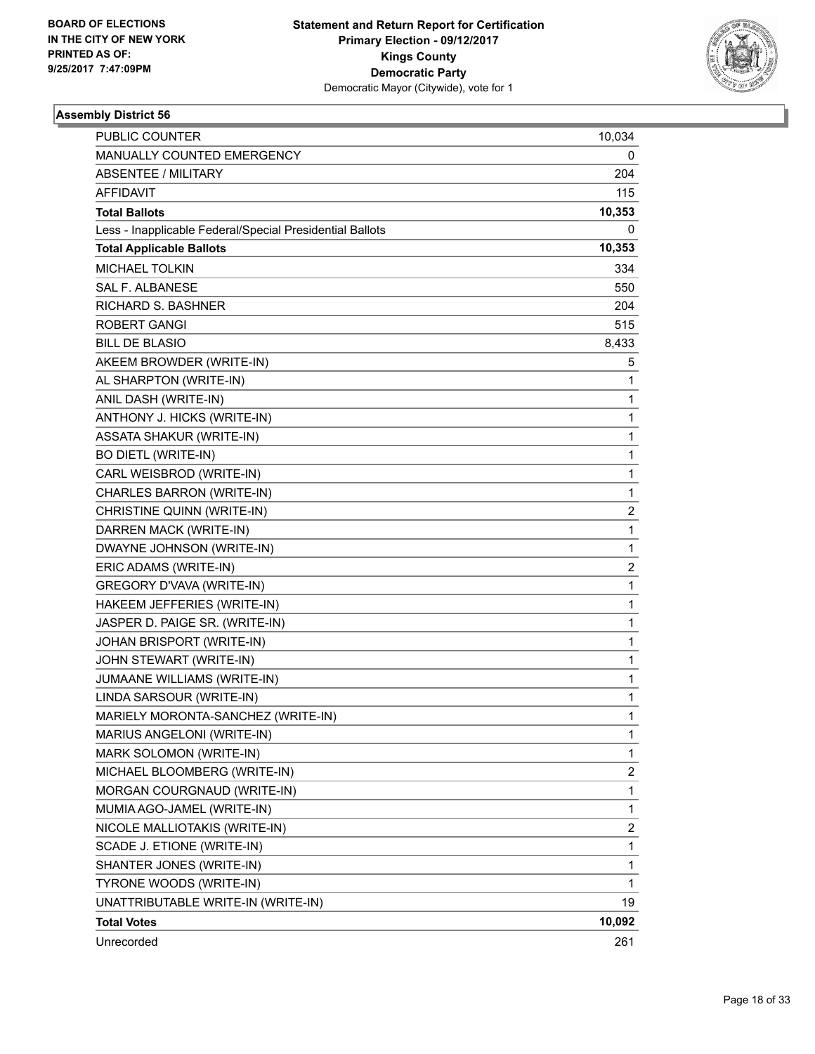BOARD OF ELECTIONS
IN THE CITY OF NEW YORK
PRINTED AS OF:
9/25/2017 7:47:09PM

**Statement and Return Report for Certification**
**Primary Election - 09/12/2017**
**Kings County**
**Democratic Party**
Democratic Mayor (Citywide), vote for 1

### Assembly District 56

| | |
|---|---|
| PUBLIC COUNTER | 10,034 |
| MANUALLY COUNTED EMERGENCY | 0 |
| ABSENTEE / MILITARY | 204 |
| AFFIDAVIT | 115 |
| **Total Ballots** | **10,353** |
| Less - Inapplicable Federal/Special Presidential Ballots | 0 |
| **Total Applicable Ballots** | **10,353** |
| MICHAEL TOLKIN | 334 |
| SAL F. ALBANESE | 550 |
| RICHARD S. BASHNER | 204 |
| ROBERT GANGI | 515 |
| BILL DE BLASIO | 8,433 |
| AKEEM BROWDER (WRITE-IN) | 5 |
| AL SHARPTON (WRITE-IN) | 1 |
| ANIL DASH (WRITE-IN) | 1 |
| ANTHONY J. HICKS (WRITE-IN) | 1 |
| ASSATA SHAKUR (WRITE-IN) | 1 |
| BO DIETL (WRITE-IN) | 1 |
| CARL WEISBROD (WRITE-IN) | 1 |
| CHARLES BARRON (WRITE-IN) | 1 |
| CHRISTINE QUINN (WRITE-IN) | 2 |
| DARREN MACK (WRITE-IN) | 1 |
| DWAYNE JOHNSON (WRITE-IN) | 1 |
| ERIC ADAMS (WRITE-IN) | 2 |
| GREGORY D'VAVA (WRITE-IN) | 1 |
| HAKEEM JEFFERIES (WRITE-IN) | 1 |
| JASPER D. PAIGE SR. (WRITE-IN) | 1 |
| JOHAN BRISPORT (WRITE-IN) | 1 |
| JOHN STEWART (WRITE-IN) | 1 |
| JUMAANE WILLIAMS (WRITE-IN) | 1 |
| LINDA SARSOUR (WRITE-IN) | 1 |
| MARIELY MORONTA-SANCHEZ (WRITE-IN) | 1 |
| MARIUS ANGELONI (WRITE-IN) | 1 |
| MARK SOLOMON (WRITE-IN) | 1 |
| MICHAEL BLOOMBERG (WRITE-IN) | 2 |
| MORGAN COURGNAUD (WRITE-IN) | 1 |
| MUMIA AGO-JAMEL (WRITE-IN) | 1 |
| NICOLE MALLIOTAKIS (WRITE-IN) | 2 |
| SCADE J. ETIONE (WRITE-IN) | 1 |
| SHANTER JONES (WRITE-IN) | 1 |
| TYRONE WOODS (WRITE-IN) | 1 |
| UNATTRIBUTABLE WRITE-IN (WRITE-IN) | 19 |
| **Total Votes** | **10,092** |
| Unrecorded | 261 |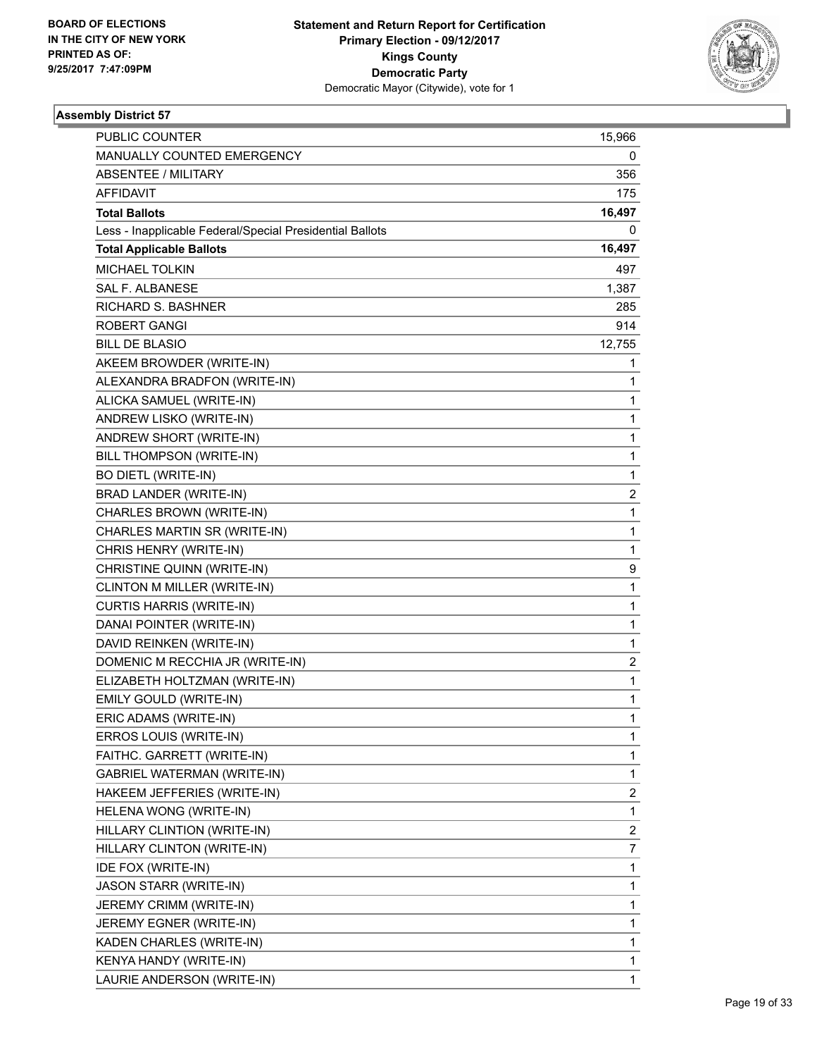BOARD OF ELECTIONS
IN THE CITY OF NEW YORK
PRINTED AS OF:
9/25/2017 7:47:09PM

**Statement and Return Report for Certification**
**Primary Election - 09/12/2017**
**Kings County**
**Democratic Party**
Democratic Mayor (Citywide), vote for 1

### Assembly District 57

| | |
|---|---|
| PUBLIC COUNTER | 15,966 |
| MANUALLY COUNTED EMERGENCY | 0 |
| ABSENTEE / MILITARY | 356 |
| AFFIDAVIT | 175 |
| **Total Ballots** | **16,497** |
| Less - Inapplicable Federal/Special Presidential Ballots | 0 |
| **Total Applicable Ballots** | **16,497** |
| MICHAEL TOLKIN | 497 |
| SAL F. ALBANESE | 1,387 |
| RICHARD S. BASHNER | 285 |
| ROBERT GANGI | 914 |
| BILL DE BLASIO | 12,755 |
| AKEEM BROWDER (WRITE-IN) | 1 |
| ALEXANDRA BRADFON (WRITE-IN) | 1 |
| ALICKA SAMUEL (WRITE-IN) | 1 |
| ANDREW LISKO (WRITE-IN) | 1 |
| ANDREW SHORT (WRITE-IN) | 1 |
| BILL THOMPSON (WRITE-IN) | 1 |
| BO DIETL (WRITE-IN) | 1 |
| BRAD LANDER (WRITE-IN) | 2 |
| CHARLES BROWN (WRITE-IN) | 1 |
| CHARLES MARTIN SR (WRITE-IN) | 1 |
| CHRIS HENRY (WRITE-IN) | 1 |
| CHRISTINE QUINN (WRITE-IN) | 9 |
| CLINTON M MILLER (WRITE-IN) | 1 |
| CURTIS HARRIS (WRITE-IN) | 1 |
| DANAI POINTER (WRITE-IN) | 1 |
| DAVID REINKEN (WRITE-IN) | 1 |
| DOMENIC M RECCHIA JR (WRITE-IN) | 2 |
| ELIZABETH HOLTZMAN (WRITE-IN) | 1 |
| EMILY GOULD (WRITE-IN) | 1 |
| ERIC ADAMS (WRITE-IN) | 1 |
| ERROS LOUIS (WRITE-IN) | 1 |
| FAITHC. GARRETT (WRITE-IN) | 1 |
| GABRIEL WATERMAN (WRITE-IN) | 1 |
| HAKEEM JEFFERIES (WRITE-IN) | 2 |
| HELENA WONG (WRITE-IN) | 1 |
| HILLARY CLINTION (WRITE-IN) | 2 |
| HILLARY CLINTON (WRITE-IN) | 7 |
| IDE FOX (WRITE-IN) | 1 |
| JASON STARR (WRITE-IN) | 1 |
| JEREMY CRIMM (WRITE-IN) | 1 |
| JEREMY EGNER (WRITE-IN) | 1 |
| KADEN CHARLES (WRITE-IN) | 1 |
| KENYA HANDY (WRITE-IN) | 1 |
| LAURIE ANDERSON (WRITE-IN) | 1 |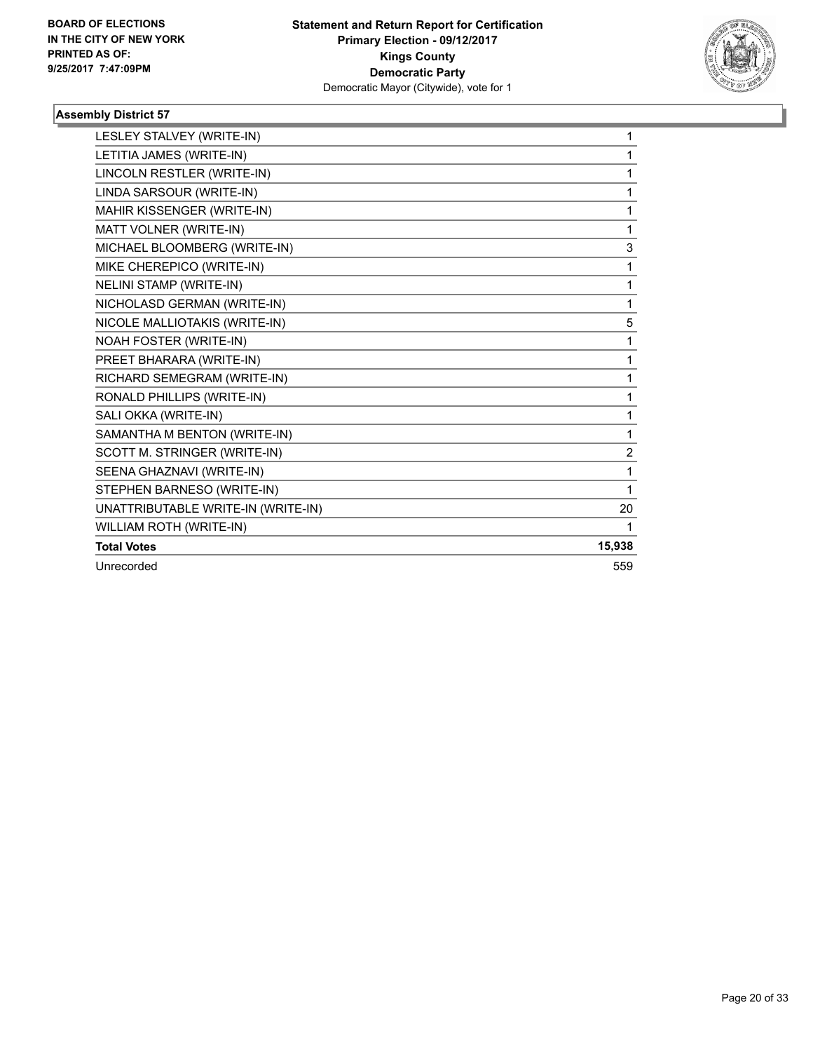**BOARD OF ELECTIONS IN THE CITY OF NEW YORK PRINTED AS OF: 9/25/2017 7:47:09PM**

**Statement and Return Report for Certification**
**Primary Election - 09/12/2017**
**Kings County**
**Democratic Party**
Democratic Mayor (Citywide), vote for 1

### Assembly District 57

| | |
|---|---|
| LESLEY STALVEY (WRITE-IN) | 1 |
| LETITIA JAMES (WRITE-IN) | 1 |
| LINCOLN RESTLER (WRITE-IN) | 1 |
| LINDA SARSOUR (WRITE-IN) | 1 |
| MAHIR KISSENGER (WRITE-IN) | 1 |
| MATT VOLNER (WRITE-IN) | 1 |
| MICHAEL BLOOMBERG (WRITE-IN) | 3 |
| MIKE CHEREPICO (WRITE-IN) | 1 |
| NELINI STAMP (WRITE-IN) | 1 |
| NICHOLASD GERMAN (WRITE-IN) | 1 |
| NICOLE MALLIOTAKIS (WRITE-IN) | 5 |
| NOAH FOSTER (WRITE-IN) | 1 |
| PREET BHARARA (WRITE-IN) | 1 |
| RICHARD SEMEGRAM (WRITE-IN) | 1 |
| RONALD PHILLIPS (WRITE-IN) | 1 |
| SALI OKKA (WRITE-IN) | 1 |
| SAMANTHA M BENTON (WRITE-IN) | 1 |
| SCOTT M. STRINGER (WRITE-IN) | 2 |
| SEENA GHAZNAVI (WRITE-IN) | 1 |
| STEPHEN BARNESO (WRITE-IN) | 1 |
| UNATTRIBUTABLE WRITE-IN (WRITE-IN) | 20 |
| WILLIAM ROTH (WRITE-IN) | 1 |
| **Total Votes** | **15,938** |
| Unrecorded | 559 |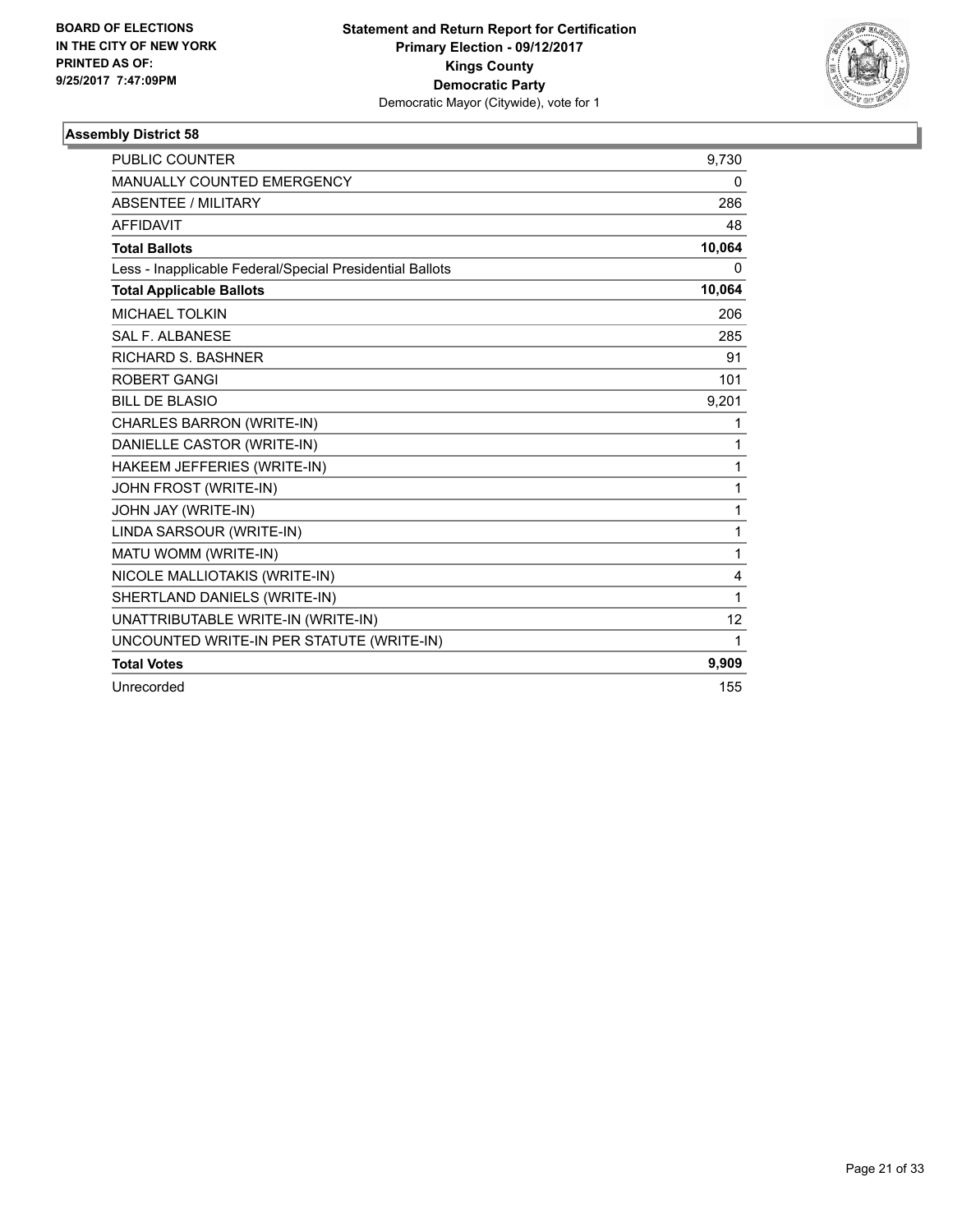**BOARD OF ELECTIONS IN THE CITY OF NEW YORK PRINTED AS OF: 9/25/2017 7:47:09PM**

**Statement and Return Report for Certification**
**Primary Election - 09/12/2017**
**Kings County**
**Democratic Party**
Democratic Mayor (Citywide), vote for 1

### Assembly District 58

| | |
|---|---|
| PUBLIC COUNTER | 9,730 |
| MANUALLY COUNTED EMERGENCY | 0 |
| ABSENTEE / MILITARY | 286 |
| AFFIDAVIT | 48 |
| **Total Ballots** | **10,064** |
| Less - Inapplicable Federal/Special Presidential Ballots | 0 |
| **Total Applicable Ballots** | **10,064** |
| MICHAEL TOLKIN | 206 |
| SAL F. ALBANESE | 285 |
| RICHARD S. BASHNER | 91 |
| ROBERT GANGI | 101 |
| BILL DE BLASIO | 9,201 |
| CHARLES BARRON (WRITE-IN) | 1 |
| DANIELLE CASTOR (WRITE-IN) | 1 |
| HAKEEM JEFFERIES (WRITE-IN) | 1 |
| JOHN FROST (WRITE-IN) | 1 |
| JOHN JAY (WRITE-IN) | 1 |
| LINDA SARSOUR (WRITE-IN) | 1 |
| MATU WOMM (WRITE-IN) | 1 |
| NICOLE MALLIOTAKIS (WRITE-IN) | 4 |
| SHERTLAND DANIELS (WRITE-IN) | 1 |
| UNATTRIBUTABLE WRITE-IN (WRITE-IN) | 12 |
| UNCOUNTED WRITE-IN PER STATUTE (WRITE-IN) | 1 |
| **Total Votes** | **9,909** |
| Unrecorded | 155 |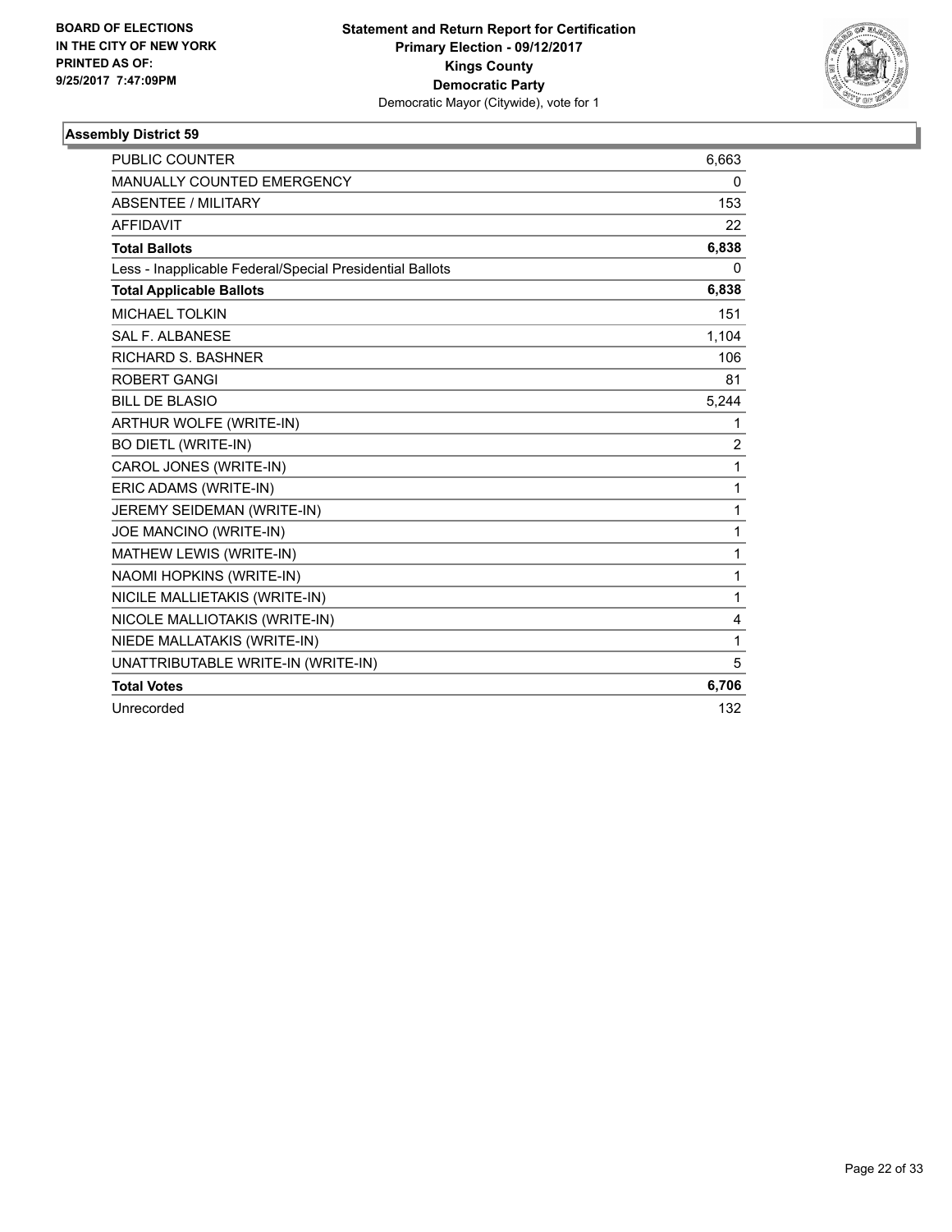BOARD OF ELECTIONS
IN THE CITY OF NEW YORK
PRINTED AS OF:
9/25/2017 7:47:09PM

**Statement and Return Report for Certification**
**Primary Election - 09/12/2017**
**Kings County**
**Democratic Party**
Democratic Mayor (Citywide), vote for 1

### Assembly District 59

| | |
|---|---|
| PUBLIC COUNTER | 6,663 |
| MANUALLY COUNTED EMERGENCY | 0 |
| ABSENTEE / MILITARY | 153 |
| AFFIDAVIT | 22 |
| **Total Ballots** | **6,838** |
| Less - Inapplicable Federal/Special Presidential Ballots | 0 |
| **Total Applicable Ballots** | **6,838** |
| MICHAEL TOLKIN | 151 |
| SAL F. ALBANESE | 1,104 |
| RICHARD S. BASHNER | 106 |
| ROBERT GANGI | 81 |
| BILL DE BLASIO | 5,244 |
| ARTHUR WOLFE (WRITE-IN) | 1 |
| BO DIETL (WRITE-IN) | 2 |
| CAROL JONES (WRITE-IN) | 1 |
| ERIC ADAMS (WRITE-IN) | 1 |
| JEREMY SEIDEMAN (WRITE-IN) | 1 |
| JOE MANCINO (WRITE-IN) | 1 |
| MATHEW LEWIS (WRITE-IN) | 1 |
| NAOMI HOPKINS (WRITE-IN) | 1 |
| NICILE MALLIETAKIS (WRITE-IN) | 1 |
| NICOLE MALLIOTAKIS (WRITE-IN) | 4 |
| NIEDE MALLATAKIS (WRITE-IN) | 1 |
| UNATTRIBUTABLE WRITE-IN (WRITE-IN) | 5 |
| **Total Votes** | **6,706** |
| Unrecorded | 132 |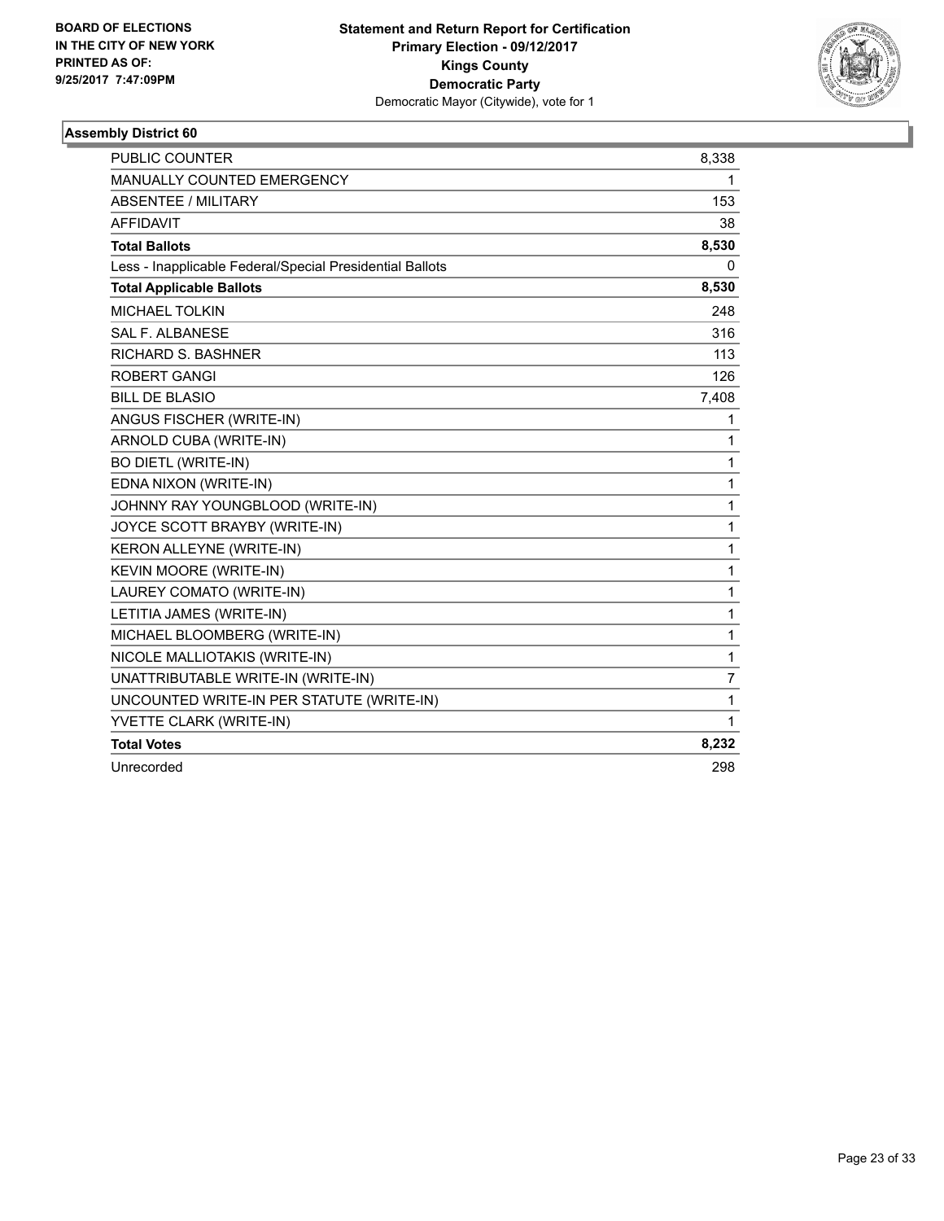BOARD OF ELECTIONS
IN THE CITY OF NEW YORK
PRINTED AS OF:
9/25/2017 7:47:09PM

**Statement and Return Report for Certification**
**Primary Election - 09/12/2017**
**Kings County**
**Democratic Party**
Democratic Mayor (Citywide), vote for 1

### Assembly District 60

| | |
|---|---|
| PUBLIC COUNTER | 8,338 |
| MANUALLY COUNTED EMERGENCY | 1 |
| ABSENTEE / MILITARY | 153 |
| AFFIDAVIT | 38 |
| **Total Ballots** | **8,530** |
| Less - Inapplicable Federal/Special Presidential Ballots | 0 |
| **Total Applicable Ballots** | **8,530** |
| MICHAEL TOLKIN | 248 |
| SAL F. ALBANESE | 316 |
| RICHARD S. BASHNER | 113 |
| ROBERT GANGI | 126 |
| BILL DE BLASIO | 7,408 |
| ANGUS FISCHER (WRITE-IN) | 1 |
| ARNOLD CUBA (WRITE-IN) | 1 |
| BO DIETL (WRITE-IN) | 1 |
| EDNA NIXON (WRITE-IN) | 1 |
| JOHNNY RAY YOUNGBLOOD (WRITE-IN) | 1 |
| JOYCE SCOTT BRAYBY (WRITE-IN) | 1 |
| KERON ALLEYNE (WRITE-IN) | 1 |
| KEVIN MOORE (WRITE-IN) | 1 |
| LAUREY COMATO (WRITE-IN) | 1 |
| LETITIA JAMES (WRITE-IN) | 1 |
| MICHAEL BLOOMBERG (WRITE-IN) | 1 |
| NICOLE MALLIOTAKIS (WRITE-IN) | 1 |
| UNATTRIBUTABLE WRITE-IN (WRITE-IN) | 7 |
| UNCOUNTED WRITE-IN PER STATUTE (WRITE-IN) | 1 |
| YVETTE CLARK (WRITE-IN) | 1 |
| **Total Votes** | **8,232** |
| Unrecorded | 298 |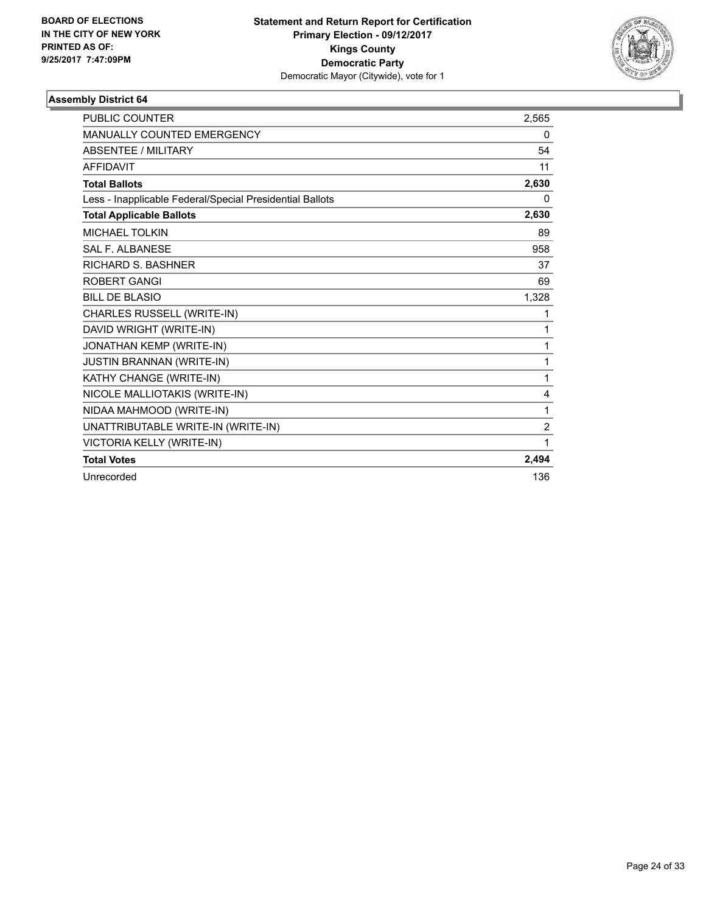**BOARD OF ELECTIONS IN THE CITY OF NEW YORK PRINTED AS OF: 9/25/2017 7:47:09PM**

**Statement and Return Report for Certification**
**Primary Election - 09/12/2017**
**Kings County**
**Democratic Party**
Democratic Mayor (Citywide), vote for 1

### Assembly District 64

| | |
|---|---|
| PUBLIC COUNTER | 2,565 |
| MANUALLY COUNTED EMERGENCY | 0 |
| ABSENTEE / MILITARY | 54 |
| AFFIDAVIT | 11 |
| **Total Ballots** | **2,630** |
| Less - Inapplicable Federal/Special Presidential Ballots | 0 |
| **Total Applicable Ballots** | **2,630** |
| MICHAEL TOLKIN | 89 |
| SAL F. ALBANESE | 958 |
| RICHARD S. BASHNER | 37 |
| ROBERT GANGI | 69 |
| BILL DE BLASIO | 1,328 |
| CHARLES RUSSELL (WRITE-IN) | 1 |
| DAVID WRIGHT (WRITE-IN) | 1 |
| JONATHAN KEMP (WRITE-IN) | 1 |
| JUSTIN BRANNAN (WRITE-IN) | 1 |
| KATHY CHANGE (WRITE-IN) | 1 |
| NICOLE MALLIOTAKIS (WRITE-IN) | 4 |
| NIDAA MAHMOOD (WRITE-IN) | 1 |
| UNATTRIBUTABLE WRITE-IN (WRITE-IN) | 2 |
| VICTORIA KELLY (WRITE-IN) | 1 |
| **Total Votes** | **2,494** |
| Unrecorded | 136 |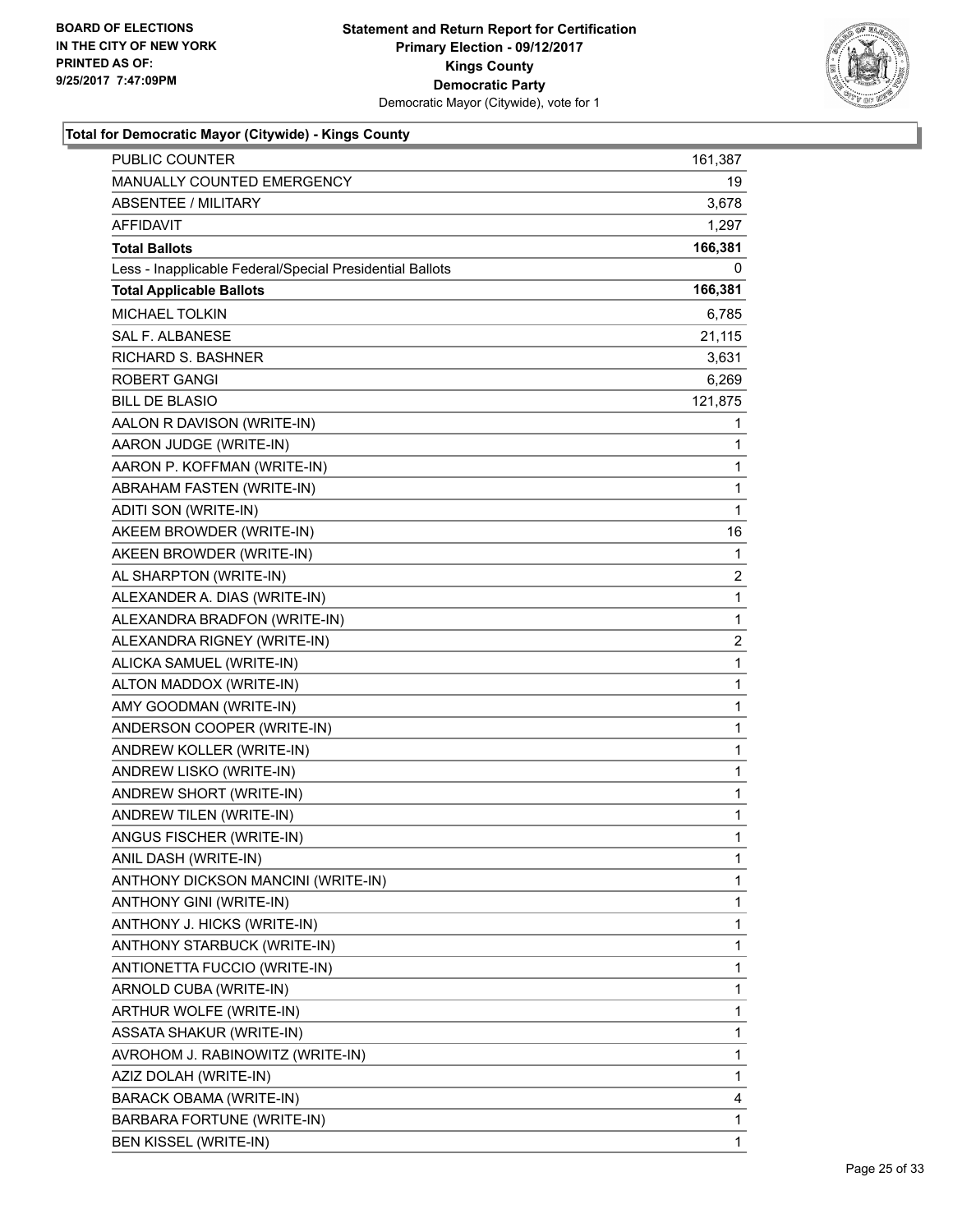**BOARD OF ELECTIONS IN THE CITY OF NEW YORK PRINTED AS OF: 9/25/2017 7:47:09PM**

**Statement and Return Report for Certification Primary Election - 09/12/2017 Kings County Democratic Party**
Democratic Mayor (Citywide), vote for 1

### Total for Democratic Mayor (Citywide) - Kings County

| | |
|---|---|
| PUBLIC COUNTER | 161,387 |
| MANUALLY COUNTED EMERGENCY | 19 |
| ABSENTEE / MILITARY | 3,678 |
| AFFIDAVIT | 1,297 |
| **Total Ballots** | **166,381** |
| Less - Inapplicable Federal/Special Presidential Ballots | 0 |
| **Total Applicable Ballots** | **166,381** |
| MICHAEL TOLKIN | 6,785 |
| SAL F. ALBANESE | 21,115 |
| RICHARD S. BASHNER | 3,631 |
| ROBERT GANGI | 6,269 |
| BILL DE BLASIO | 121,875 |
| AALON R DAVISON (WRITE-IN) | 1 |
| AARON JUDGE (WRITE-IN) | 1 |
| AARON P. KOFFMAN (WRITE-IN) | 1 |
| ABRAHAM FASTEN (WRITE-IN) | 1 |
| ADITI SON (WRITE-IN) | 1 |
| AKEEM BROWDER (WRITE-IN) | 16 |
| AKEEN BROWDER (WRITE-IN) | 1 |
| AL SHARPTON (WRITE-IN) | 2 |
| ALEXANDER A. DIAS (WRITE-IN) | 1 |
| ALEXANDRA BRADFON (WRITE-IN) | 1 |
| ALEXANDRA RIGNEY (WRITE-IN) | 2 |
| ALICKA SAMUEL (WRITE-IN) | 1 |
| ALTON MADDOX (WRITE-IN) | 1 |
| AMY GOODMAN (WRITE-IN) | 1 |
| ANDERSON COOPER (WRITE-IN) | 1 |
| ANDREW KOLLER (WRITE-IN) | 1 |
| ANDREW LISKO (WRITE-IN) | 1 |
| ANDREW SHORT (WRITE-IN) | 1 |
| ANDREW TILEN (WRITE-IN) | 1 |
| ANGUS FISCHER (WRITE-IN) | 1 |
| ANIL DASH (WRITE-IN) | 1 |
| ANTHONY DICKSON MANCINI (WRITE-IN) | 1 |
| ANTHONY GINI (WRITE-IN) | 1 |
| ANTHONY J. HICKS (WRITE-IN) | 1 |
| ANTHONY STARBUCK (WRITE-IN) | 1 |
| ANTIONETTA FUCCIO (WRITE-IN) | 1 |
| ARNOLD CUBA (WRITE-IN) | 1 |
| ARTHUR WOLFE (WRITE-IN) | 1 |
| ASSATA SHAKUR (WRITE-IN) | 1 |
| AVROHOM J. RABINOWITZ (WRITE-IN) | 1 |
| AZIZ DOLAH (WRITE-IN) | 1 |
| BARACK OBAMA (WRITE-IN) | 4 |
| BARBARA FORTUNE (WRITE-IN) | 1 |
| BEN KISSEL (WRITE-IN) | 1 |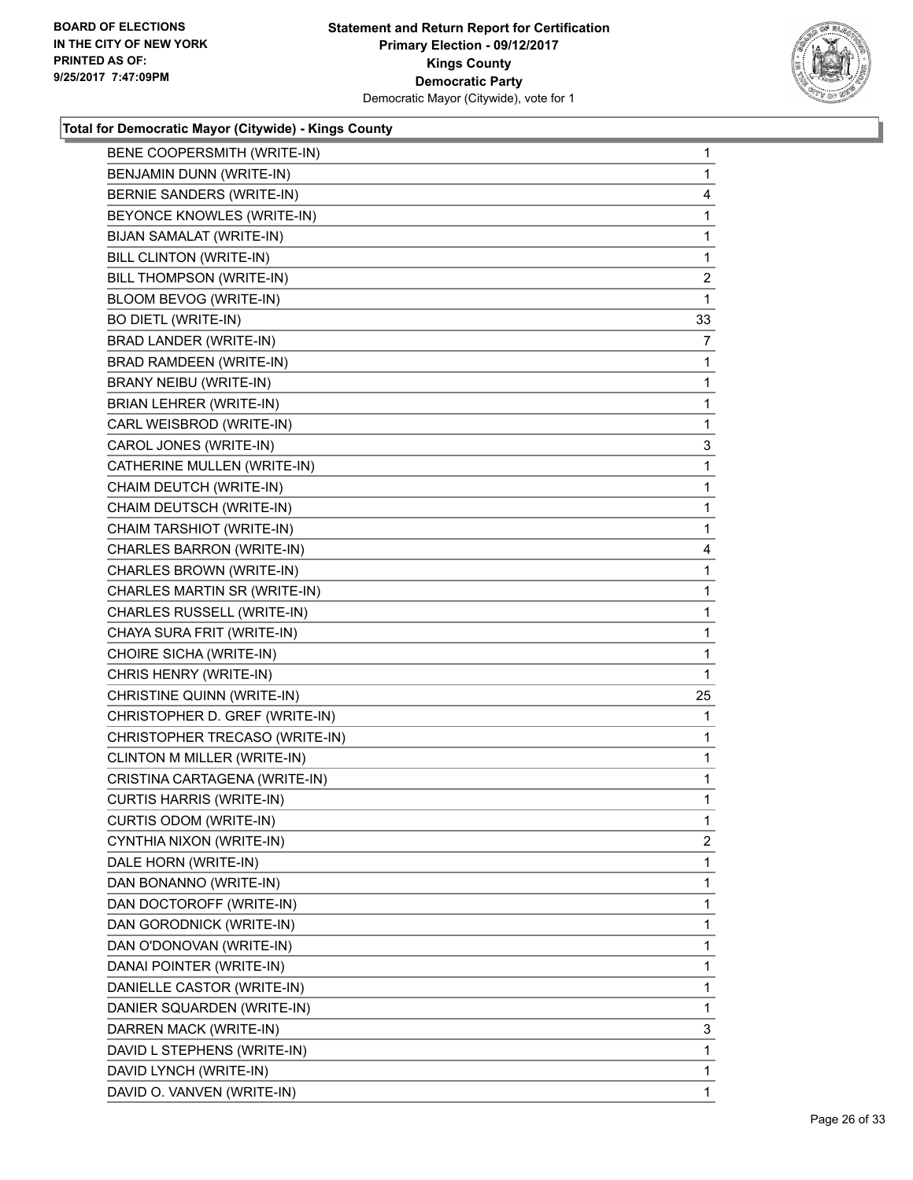**Total for Democratic Mayor (Citywide) - Kings County**

| | |
|---|---|
| BENE COOPERSMITH (WRITE-IN) | 1 |
| BENJAMIN DUNN (WRITE-IN) | 1 |
| BERNIE SANDERS (WRITE-IN) | 4 |
| BEYONCE KNOWLES (WRITE-IN) | 1 |
| BIJAN SAMALAT (WRITE-IN) | 1 |
| BILL CLINTON (WRITE-IN) | 1 |
| BILL THOMPSON (WRITE-IN) | 2 |
| BLOOM BEVOG (WRITE-IN) | 1 |
| BO DIETL (WRITE-IN) | 33 |
| BRAD LANDER (WRITE-IN) | 7 |
| BRAD RAMDEEN (WRITE-IN) | 1 |
| BRANY NEIBU (WRITE-IN) | 1 |
| BRIAN LEHRER (WRITE-IN) | 1 |
| CARL WEISBROD (WRITE-IN) | 1 |
| CAROL JONES (WRITE-IN) | 3 |
| CATHERINE MULLEN (WRITE-IN) | 1 |
| CHAIM DEUTCH (WRITE-IN) | 1 |
| CHAIM DEUTSCH (WRITE-IN) | 1 |
| CHAIM TARSHIOT (WRITE-IN) | 1 |
| CHARLES BARRON (WRITE-IN) | 4 |
| CHARLES BROWN (WRITE-IN) | 1 |
| CHARLES MARTIN SR (WRITE-IN) | 1 |
| CHARLES RUSSELL (WRITE-IN) | 1 |
| CHAYA SURA FRIT (WRITE-IN) | 1 |
| CHOIRE SICHA (WRITE-IN) | 1 |
| CHRIS HENRY (WRITE-IN) | 1 |
| CHRISTINE QUINN (WRITE-IN) | 25 |
| CHRISTOPHER D. GREF (WRITE-IN) | 1 |
| CHRISTOPHER TRECASO (WRITE-IN) | 1 |
| CLINTON M MILLER (WRITE-IN) | 1 |
| CRISTINA CARTAGENA (WRITE-IN) | 1 |
| CURTIS HARRIS (WRITE-IN) | 1 |
| CURTIS ODOM (WRITE-IN) | 1 |
| CYNTHIA NIXON (WRITE-IN) | 2 |
| DALE HORN (WRITE-IN) | 1 |
| DAN BONANNO (WRITE-IN) | 1 |
| DAN DOCTOROFF (WRITE-IN) | 1 |
| DAN GORODNICK (WRITE-IN) | 1 |
| DAN O'DONOVAN (WRITE-IN) | 1 |
| DANAI POINTER (WRITE-IN) | 1 |
| DANIELLE CASTOR (WRITE-IN) | 1 |
| DANIER SQUARDEN (WRITE-IN) | 1 |
| DARREN MACK (WRITE-IN) | 3 |
| DAVID L STEPHENS (WRITE-IN) | 1 |
| DAVID LYNCH (WRITE-IN) | 1 |
| DAVID O. VANVEN (WRITE-IN) | 1 |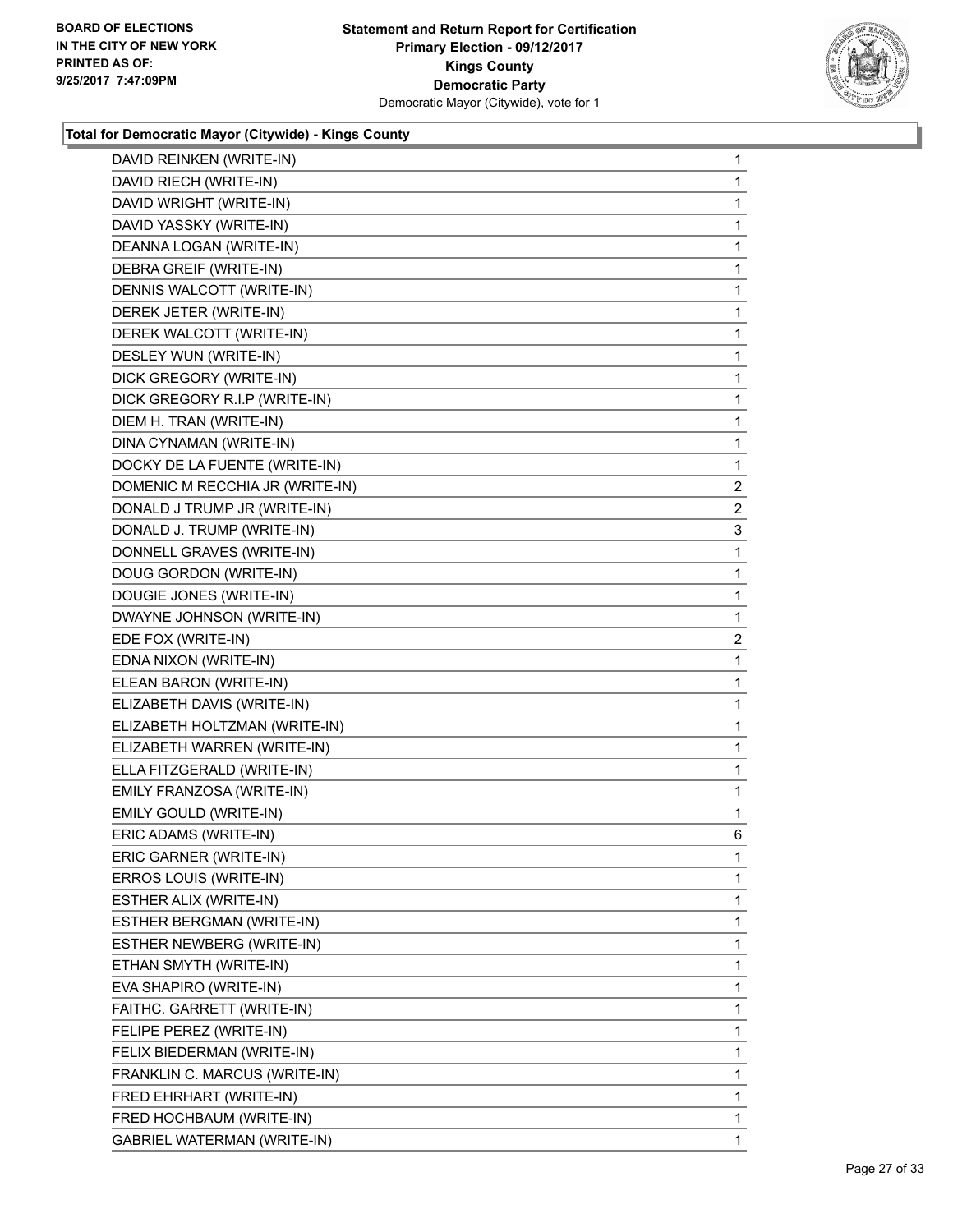**Total for Democratic Mayor (Citywide) - Kings County**

| | |
|---|---|
| DAVID REINKEN (WRITE-IN) | 1 |
| DAVID RIECH (WRITE-IN) | 1 |
| DAVID WRIGHT (WRITE-IN) | 1 |
| DAVID YASSKY (WRITE-IN) | 1 |
| DEANNA LOGAN (WRITE-IN) | 1 |
| DEBRA GREIF (WRITE-IN) | 1 |
| DENNIS WALCOTT (WRITE-IN) | 1 |
| DEREK JETER (WRITE-IN) | 1 |
| DEREK WALCOTT (WRITE-IN) | 1 |
| DESLEY WUN (WRITE-IN) | 1 |
| DICK GREGORY (WRITE-IN) | 1 |
| DICK GREGORY R.I.P (WRITE-IN) | 1 |
| DIEM H. TRAN (WRITE-IN) | 1 |
| DINA CYNAMAN (WRITE-IN) | 1 |
| DOCKY DE LA FUENTE (WRITE-IN) | 1 |
| DOMENIC M RECCHIA JR (WRITE-IN) | 2 |
| DONALD J TRUMP JR (WRITE-IN) | 2 |
| DONALD J. TRUMP (WRITE-IN) | 3 |
| DONNELL GRAVES (WRITE-IN) | 1 |
| DOUG GORDON (WRITE-IN) | 1 |
| DOUGIE JONES (WRITE-IN) | 1 |
| DWAYNE JOHNSON (WRITE-IN) | 1 |
| EDE FOX (WRITE-IN) | 2 |
| EDNA NIXON (WRITE-IN) | 1 |
| ELEAN BARON (WRITE-IN) | 1 |
| ELIZABETH DAVIS (WRITE-IN) | 1 |
| ELIZABETH HOLTZMAN (WRITE-IN) | 1 |
| ELIZABETH WARREN (WRITE-IN) | 1 |
| ELLA FITZGERALD (WRITE-IN) | 1 |
| EMILY FRANZOSA (WRITE-IN) | 1 |
| EMILY GOULD (WRITE-IN) | 1 |
| ERIC ADAMS (WRITE-IN) | 6 |
| ERIC GARNER (WRITE-IN) | 1 |
| ERROS LOUIS (WRITE-IN) | 1 |
| ESTHER ALIX (WRITE-IN) | 1 |
| ESTHER BERGMAN (WRITE-IN) | 1 |
| ESTHER NEWBERG (WRITE-IN) | 1 |
| ETHAN SMYTH (WRITE-IN) | 1 |
| EVA SHAPIRO (WRITE-IN) | 1 |
| FAITHC. GARRETT (WRITE-IN) | 1 |
| FELIPE PEREZ (WRITE-IN) | 1 |
| FELIX BIEDERMAN (WRITE-IN) | 1 |
| FRANKLIN C. MARCUS (WRITE-IN) | 1 |
| FRED EHRHART (WRITE-IN) | 1 |
| FRED HOCHBAUM (WRITE-IN) | 1 |
| GABRIEL WATERMAN (WRITE-IN) | 1 |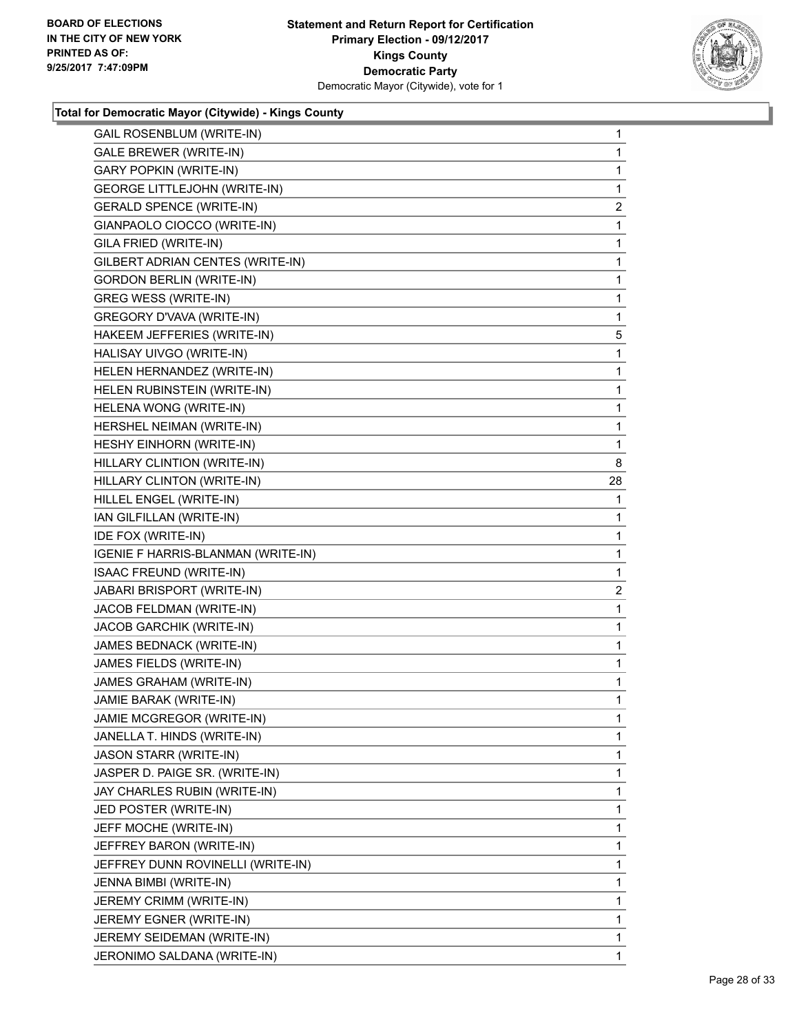**Statement and Return Report for Certification**
**Primary Election - 09/12/2017**
**Kings County**
**Democratic Party**
Democratic Mayor (Citywide), vote for 1

BOARD OF ELECTIONS
IN THE CITY OF NEW YORK
PRINTED AS OF:
9/25/2017 7:47:09PM

### Total for Democratic Mayor (Citywide) - Kings County

| Candidate | Votes |
|---|---|
| GAIL ROSENBLUM (WRITE-IN) | 1 |
| GALE BREWER (WRITE-IN) | 1 |
| GARY POPKIN (WRITE-IN) | 1 |
| GEORGE LITTLEJOHN (WRITE-IN) | 1 |
| GERALD SPENCE (WRITE-IN) | 2 |
| GIANPAOLO CIOCCO (WRITE-IN) | 1 |
| GILA FRIED (WRITE-IN) | 1 |
| GILBERT ADRIAN CENTES (WRITE-IN) | 1 |
| GORDON BERLIN (WRITE-IN) | 1 |
| GREG WESS (WRITE-IN) | 1 |
| GREGORY D'VAVA (WRITE-IN) | 1 |
| HAKEEM JEFFERIES (WRITE-IN) | 5 |
| HALISAY UIVGO (WRITE-IN) | 1 |
| HELEN HERNANDEZ (WRITE-IN) | 1 |
| HELEN RUBINSTEIN (WRITE-IN) | 1 |
| HELENA WONG (WRITE-IN) | 1 |
| HERSHEL NEIMAN (WRITE-IN) | 1 |
| HESHY EINHORN (WRITE-IN) | 1 |
| HILLARY CLINTION (WRITE-IN) | 8 |
| HILLARY CLINTON (WRITE-IN) | 28 |
| HILLEL ENGEL (WRITE-IN) | 1 |
| IAN GILFILLAN (WRITE-IN) | 1 |
| IDE FOX (WRITE-IN) | 1 |
| IGENIE F HARRIS-BLANMAN (WRITE-IN) | 1 |
| ISAAC FREUND (WRITE-IN) | 1 |
| JABARI BRISPORT (WRITE-IN) | 2 |
| JACOB FELDMAN (WRITE-IN) | 1 |
| JACOB GARCHIK (WRITE-IN) | 1 |
| JAMES BEDNACK (WRITE-IN) | 1 |
| JAMES FIELDS (WRITE-IN) | 1 |
| JAMES GRAHAM (WRITE-IN) | 1 |
| JAMIE BARAK (WRITE-IN) | 1 |
| JAMIE MCGREGOR (WRITE-IN) | 1 |
| JANELLA T. HINDS (WRITE-IN) | 1 |
| JASON STARR (WRITE-IN) | 1 |
| JASPER D. PAIGE SR. (WRITE-IN) | 1 |
| JAY CHARLES RUBIN (WRITE-IN) | 1 |
| JED POSTER (WRITE-IN) | 1 |
| JEFF MOCHE (WRITE-IN) | 1 |
| JEFFREY BARON (WRITE-IN) | 1 |
| JEFFREY DUNN ROVINELLI (WRITE-IN) | 1 |
| JENNA BIMBI (WRITE-IN) | 1 |
| JEREMY CRIMM (WRITE-IN) | 1 |
| JEREMY EGNER (WRITE-IN) | 1 |
| JEREMY SEIDEMAN (WRITE-IN) | 1 |
| JERONIMO SALDANA (WRITE-IN) | 1 |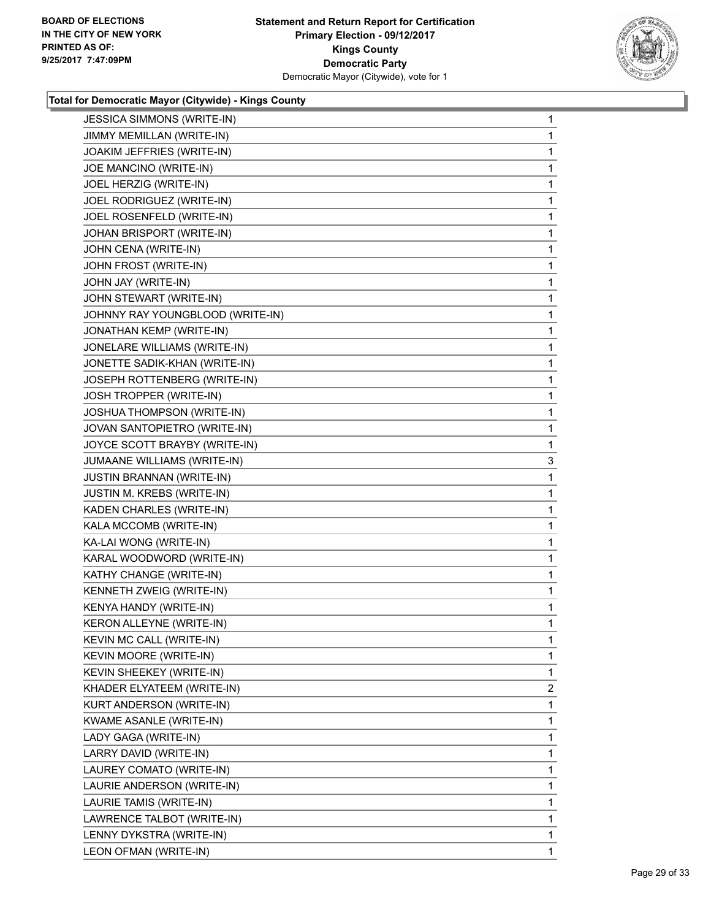**BOARD OF ELECTIONS IN THE CITY OF NEW YORK PRINTED AS OF: 9/25/2017 7:47:09PM**

**Statement and Return Report for Certification Primary Election - 09/12/2017 Kings County Democratic Party**
Democratic Mayor (Citywide), vote for 1

### Total for Democratic Mayor (Citywide) - Kings County

| Candidate | Votes |
|---|---|
| JESSICA SIMMONS (WRITE-IN) | 1 |
| JIMMY MEMILLAN (WRITE-IN) | 1 |
| JOAKIM JEFFRIES (WRITE-IN) | 1 |
| JOE MANCINO (WRITE-IN) | 1 |
| JOEL HERZIG (WRITE-IN) | 1 |
| JOEL RODRIGUEZ (WRITE-IN) | 1 |
| JOEL ROSENFELD (WRITE-IN) | 1 |
| JOHAN BRISPORT (WRITE-IN) | 1 |
| JOHN CENA (WRITE-IN) | 1 |
| JOHN FROST (WRITE-IN) | 1 |
| JOHN JAY (WRITE-IN) | 1 |
| JOHN STEWART (WRITE-IN) | 1 |
| JOHNNY RAY YOUNGBLOOD (WRITE-IN) | 1 |
| JONATHAN KEMP (WRITE-IN) | 1 |
| JONELARE WILLIAMS (WRITE-IN) | 1 |
| JONETTE SADIK-KHAN (WRITE-IN) | 1 |
| JOSEPH ROTTENBERG (WRITE-IN) | 1 |
| JOSH TROPPER (WRITE-IN) | 1 |
| JOSHUA THOMPSON (WRITE-IN) | 1 |
| JOVAN SANTOPIETRO (WRITE-IN) | 1 |
| JOYCE SCOTT BRAYBY (WRITE-IN) | 1 |
| JUMAANE WILLIAMS (WRITE-IN) | 3 |
| JUSTIN BRANNAN (WRITE-IN) | 1 |
| JUSTIN M. KREBS (WRITE-IN) | 1 |
| KADEN CHARLES (WRITE-IN) | 1 |
| KALA MCCOMB (WRITE-IN) | 1 |
| KA-LAI WONG (WRITE-IN) | 1 |
| KARAL WOODWORD (WRITE-IN) | 1 |
| KATHY CHANGE (WRITE-IN) | 1 |
| KENNETH ZWEIG (WRITE-IN) | 1 |
| KENYA HANDY (WRITE-IN) | 1 |
| KERON ALLEYNE (WRITE-IN) | 1 |
| KEVIN MC CALL (WRITE-IN) | 1 |
| KEVIN MOORE (WRITE-IN) | 1 |
| KEVIN SHEEKEY (WRITE-IN) | 1 |
| KHADER ELYATEEM (WRITE-IN) | 2 |
| KURT ANDERSON (WRITE-IN) | 1 |
| KWAME ASANLE (WRITE-IN) | 1 |
| LADY GAGA (WRITE-IN) | 1 |
| LARRY DAVID (WRITE-IN) | 1 |
| LAUREY COMATO (WRITE-IN) | 1 |
| LAURIE ANDERSON (WRITE-IN) | 1 |
| LAURIE TAMIS (WRITE-IN) | 1 |
| LAWRENCE TALBOT (WRITE-IN) | 1 |
| LENNY DYKSTRA (WRITE-IN) | 1 |
| LEON OFMAN (WRITE-IN) | 1 |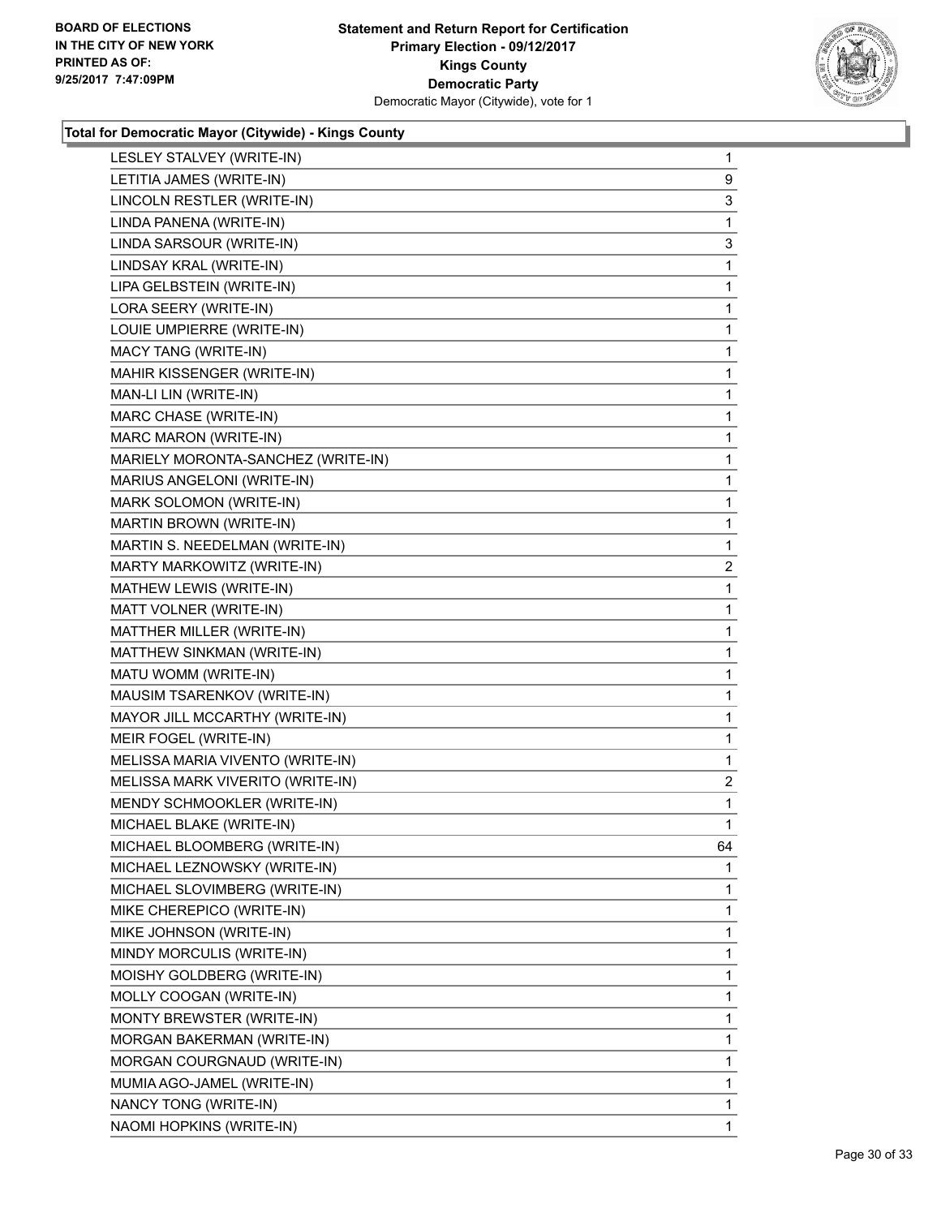**BOARD OF ELECTIONS IN THE CITY OF NEW YORK PRINTED AS OF: 9/25/2017 7:47:09PM**

**Statement and Return Report for Certification Primary Election - 09/12/2017 Kings County Democratic Party**
Democratic Mayor (Citywide), vote for 1

### Total for Democratic Mayor (Citywide) - Kings County

| Candidate | Votes |
|---|---|
| LESLEY STALVEY (WRITE-IN) | 1 |
| LETITIA JAMES (WRITE-IN) | 9 |
| LINCOLN RESTLER (WRITE-IN) | 3 |
| LINDA PANENA (WRITE-IN) | 1 |
| LINDA SARSOUR (WRITE-IN) | 3 |
| LINDSAY KRAL (WRITE-IN) | 1 |
| LIPA GELBSTEIN (WRITE-IN) | 1 |
| LORA SEERY (WRITE-IN) | 1 |
| LOUIE UMPIERRE (WRITE-IN) | 1 |
| MACY TANG (WRITE-IN) | 1 |
| MAHIR KISSENGER (WRITE-IN) | 1 |
| MAN-LI LIN (WRITE-IN) | 1 |
| MARC CHASE (WRITE-IN) | 1 |
| MARC MARON (WRITE-IN) | 1 |
| MARIELY MORONTA-SANCHEZ (WRITE-IN) | 1 |
| MARIUS ANGELONI (WRITE-IN) | 1 |
| MARK SOLOMON (WRITE-IN) | 1 |
| MARTIN BROWN (WRITE-IN) | 1 |
| MARTIN S. NEEDELMAN (WRITE-IN) | 1 |
| MARTY MARKOWITZ (WRITE-IN) | 2 |
| MATHEW LEWIS (WRITE-IN) | 1 |
| MATT VOLNER (WRITE-IN) | 1 |
| MATTHER MILLER (WRITE-IN) | 1 |
| MATTHEW SINKMAN (WRITE-IN) | 1 |
| MATU WOMM (WRITE-IN) | 1 |
| MAUSIM TSARENKOV (WRITE-IN) | 1 |
| MAYOR JILL MCCARTHY (WRITE-IN) | 1 |
| MEIR FOGEL (WRITE-IN) | 1 |
| MELISSA MARIA VIVENTO (WRITE-IN) | 1 |
| MELISSA MARK VIVERITO (WRITE-IN) | 2 |
| MENDY SCHMOOKLER (WRITE-IN) | 1 |
| MICHAEL BLAKE (WRITE-IN) | 1 |
| MICHAEL BLOOMBERG (WRITE-IN) | 64 |
| MICHAEL LEZNOWSKY (WRITE-IN) | 1 |
| MICHAEL SLOVIMBERG (WRITE-IN) | 1 |
| MIKE CHEREPICO (WRITE-IN) | 1 |
| MIKE JOHNSON (WRITE-IN) | 1 |
| MINDY MORCULIS (WRITE-IN) | 1 |
| MOISHY GOLDBERG (WRITE-IN) | 1 |
| MOLLY COOGAN (WRITE-IN) | 1 |
| MONTY BREWSTER (WRITE-IN) | 1 |
| MORGAN BAKERMAN (WRITE-IN) | 1 |
| MORGAN COURGNAUD (WRITE-IN) | 1 |
| MUMIA AGO-JAMEL (WRITE-IN) | 1 |
| NANCY TONG (WRITE-IN) | 1 |
| NAOMI HOPKINS (WRITE-IN) | 1 |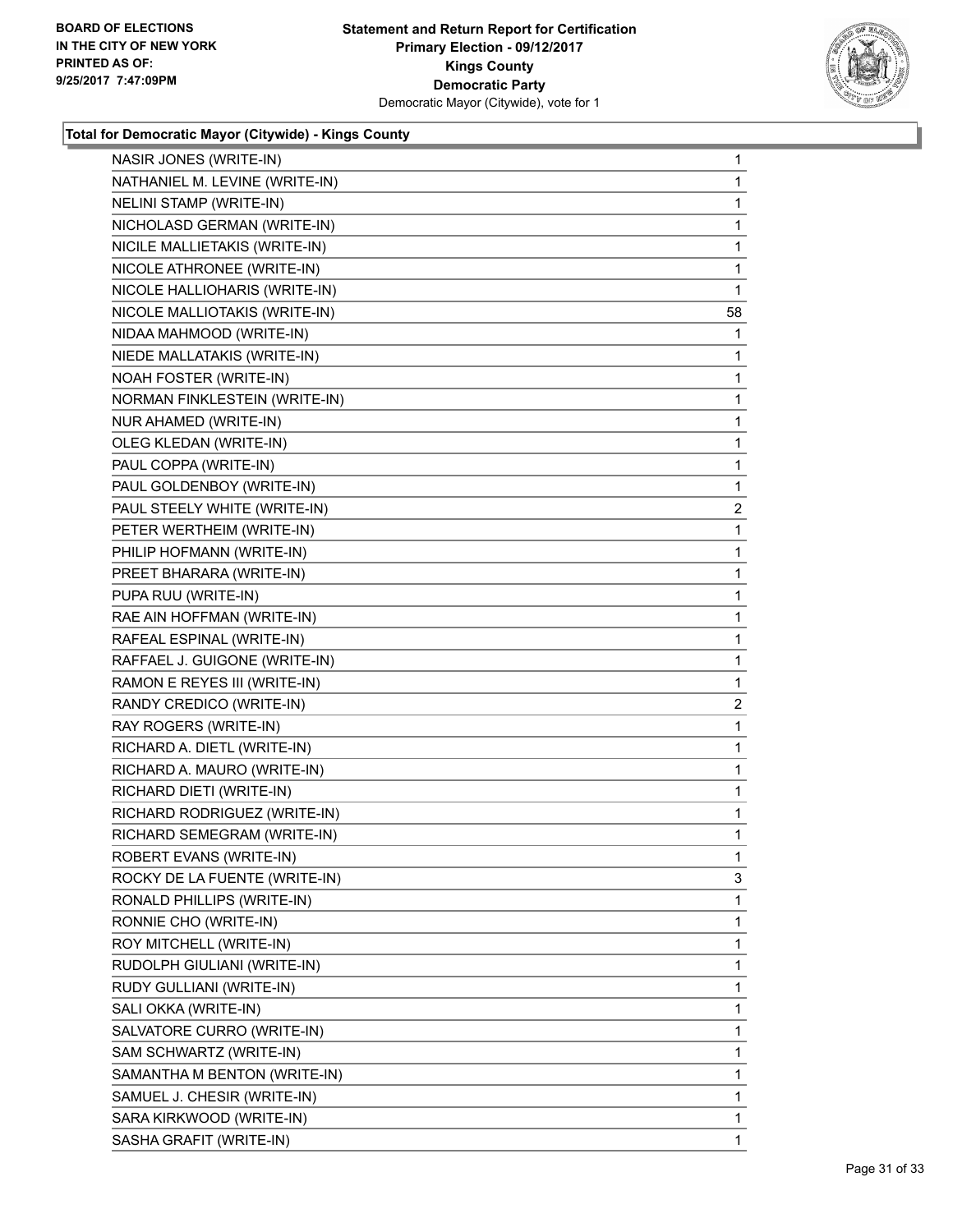BOARD OF ELECTIONS
IN THE CITY OF NEW YORK
PRINTED AS OF:
9/25/2017 7:47:09PM

**Statement and Return Report for Certification**
**Primary Election - 09/12/2017**
**Kings County**
**Democratic Party**
Democratic Mayor (Citywide), vote for 1

### Total for Democratic Mayor (Citywide) - Kings County

| Candidate | Votes |
|---|---|
| NASIR JONES (WRITE-IN) | 1 |
| NATHANIEL M. LEVINE (WRITE-IN) | 1 |
| NELINI STAMP (WRITE-IN) | 1 |
| NICHOLASD GERMAN (WRITE-IN) | 1 |
| NICILE MALLIETAKIS (WRITE-IN) | 1 |
| NICOLE ATHRONEE (WRITE-IN) | 1 |
| NICOLE HALLIOHARIS (WRITE-IN) | 1 |
| NICOLE MALLIOTAKIS (WRITE-IN) | 58 |
| NIDAA MAHMOOD (WRITE-IN) | 1 |
| NIEDE MALLATAKIS (WRITE-IN) | 1 |
| NOAH FOSTER (WRITE-IN) | 1 |
| NORMAN FINKLESTEIN (WRITE-IN) | 1 |
| NUR AHAMED (WRITE-IN) | 1 |
| OLEG KLEDAN (WRITE-IN) | 1 |
| PAUL COPPA (WRITE-IN) | 1 |
| PAUL GOLDENBOY (WRITE-IN) | 1 |
| PAUL STEELY WHITE (WRITE-IN) | 2 |
| PETER WERTHEIM (WRITE-IN) | 1 |
| PHILIP HOFMANN (WRITE-IN) | 1 |
| PREET BHARARA (WRITE-IN) | 1 |
| PUPA RUU (WRITE-IN) | 1 |
| RAE AIN HOFFMAN (WRITE-IN) | 1 |
| RAFEAL ESPINAL (WRITE-IN) | 1 |
| RAFFAEL J. GUIGONE (WRITE-IN) | 1 |
| RAMON E REYES III (WRITE-IN) | 1 |
| RANDY CREDICO (WRITE-IN) | 2 |
| RAY ROGERS (WRITE-IN) | 1 |
| RICHARD A. DIETL (WRITE-IN) | 1 |
| RICHARD A. MAURO (WRITE-IN) | 1 |
| RICHARD DIETI (WRITE-IN) | 1 |
| RICHARD RODRIGUEZ (WRITE-IN) | 1 |
| RICHARD SEMEGRAM (WRITE-IN) | 1 |
| ROBERT EVANS (WRITE-IN) | 1 |
| ROCKY DE LA FUENTE (WRITE-IN) | 3 |
| RONALD PHILLIPS (WRITE-IN) | 1 |
| RONNIE CHO (WRITE-IN) | 1 |
| ROY MITCHELL (WRITE-IN) | 1 |
| RUDOLPH GIULIANI (WRITE-IN) | 1 |
| RUDY GULLIANI (WRITE-IN) | 1 |
| SALI OKKA (WRITE-IN) | 1 |
| SALVATORE CURRO (WRITE-IN) | 1 |
| SAM SCHWARTZ (WRITE-IN) | 1 |
| SAMANTHA M BENTON (WRITE-IN) | 1 |
| SAMUEL J. CHESIR (WRITE-IN) | 1 |
| SARA KIRKWOOD (WRITE-IN) | 1 |
| SASHA GRAFIT (WRITE-IN) | 1 |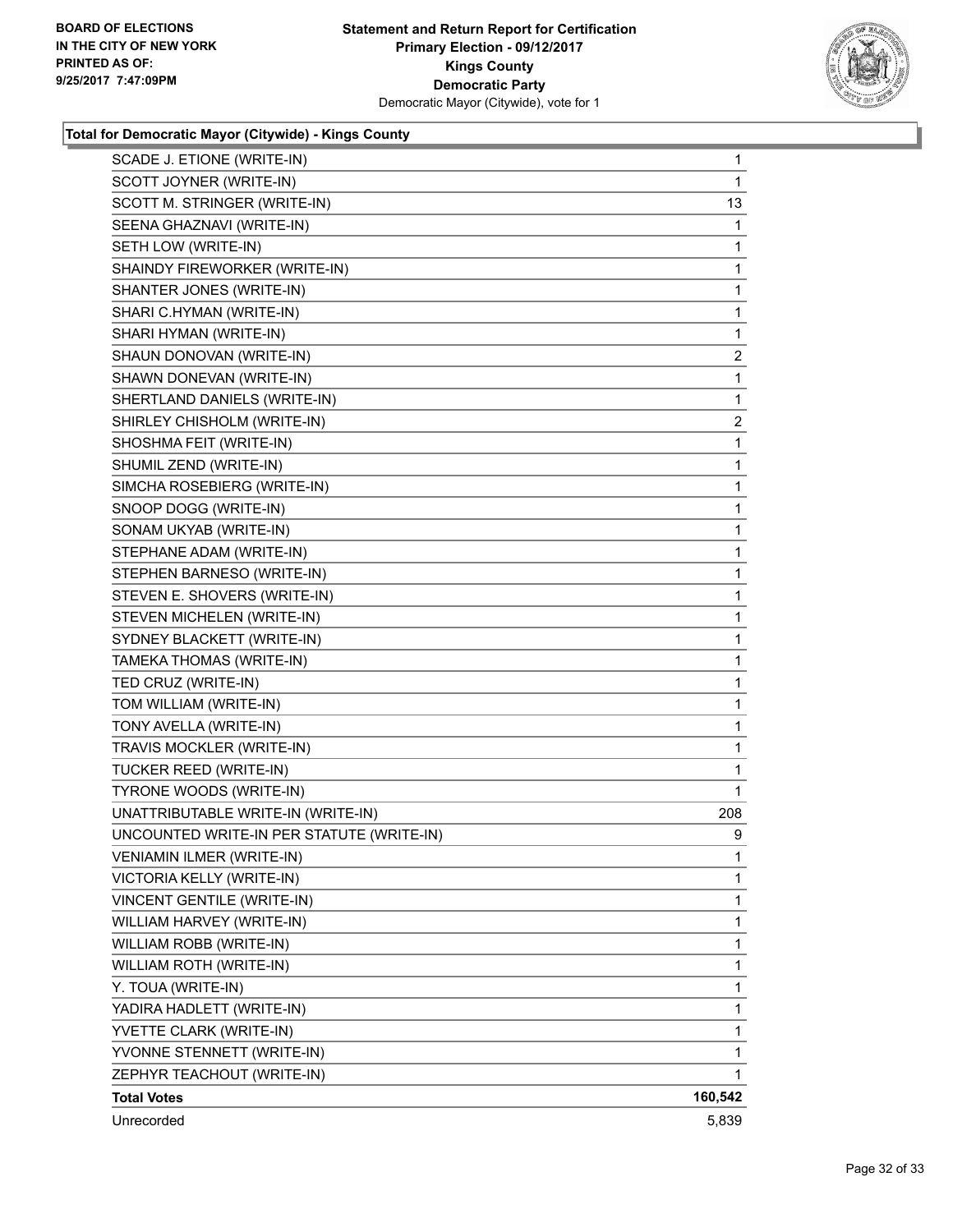**BOARD OF ELECTIONS IN THE CITY OF NEW YORK PRINTED AS OF: 9/25/2017 7:47:09PM**

**Statement and Return Report for Certification Primary Election - 09/12/2017 Kings County Democratic Party**
Democratic Mayor (Citywide), vote for 1

### Total for Democratic Mayor (Citywide) - Kings County

| | |
|---|---|
| SCADE J. ETIONE (WRITE-IN) | 1 |
| SCOTT JOYNER (WRITE-IN) | 1 |
| SCOTT M. STRINGER (WRITE-IN) | 13 |
| SEENA GHAZNAVI (WRITE-IN) | 1 |
| SETH LOW (WRITE-IN) | 1 |
| SHAINDY FIREWORKER (WRITE-IN) | 1 |
| SHANTER JONES (WRITE-IN) | 1 |
| SHARI C.HYMAN (WRITE-IN) | 1 |
| SHARI HYMAN (WRITE-IN) | 1 |
| SHAUN DONOVAN (WRITE-IN) | 2 |
| SHAWN DONEVAN (WRITE-IN) | 1 |
| SHERTLAND DANIELS (WRITE-IN) | 1 |
| SHIRLEY CHISHOLM (WRITE-IN) | 2 |
| SHOSHMA FEIT (WRITE-IN) | 1 |
| SHUMIL ZEND (WRITE-IN) | 1 |
| SIMCHA ROSEBIERG (WRITE-IN) | 1 |
| SNOOP DOGG (WRITE-IN) | 1 |
| SONAM UKYAB (WRITE-IN) | 1 |
| STEPHANE ADAM (WRITE-IN) | 1 |
| STEPHEN BARNESO (WRITE-IN) | 1 |
| STEVEN E. SHOVERS (WRITE-IN) | 1 |
| STEVEN MICHELEN (WRITE-IN) | 1 |
| SYDNEY BLACKETT (WRITE-IN) | 1 |
| TAMEKA THOMAS (WRITE-IN) | 1 |
| TED CRUZ (WRITE-IN) | 1 |
| TOM WILLIAM (WRITE-IN) | 1 |
| TONY AVELLA (WRITE-IN) | 1 |
| TRAVIS MOCKLER (WRITE-IN) | 1 |
| TUCKER REED (WRITE-IN) | 1 |
| TYRONE WOODS (WRITE-IN) | 1 |
| UNATTRIBUTABLE WRITE-IN (WRITE-IN) | 208 |
| UNCOUNTED WRITE-IN PER STATUTE (WRITE-IN) | 9 |
| VENIAMIN ILMER (WRITE-IN) | 1 |
| VICTORIA KELLY (WRITE-IN) | 1 |
| VINCENT GENTILE (WRITE-IN) | 1 |
| WILLIAM HARVEY (WRITE-IN) | 1 |
| WILLIAM ROBB (WRITE-IN) | 1 |
| WILLIAM ROTH (WRITE-IN) | 1 |
| Y. TOUA (WRITE-IN) | 1 |
| YADIRA HADLETT (WRITE-IN) | 1 |
| YVETTE CLARK (WRITE-IN) | 1 |
| YVONNE STENNETT (WRITE-IN) | 1 |
| ZEPHYR TEACHOUT (WRITE-IN) | 1 |
| **Total Votes** | **160,542** |
| Unrecorded | 5,839 |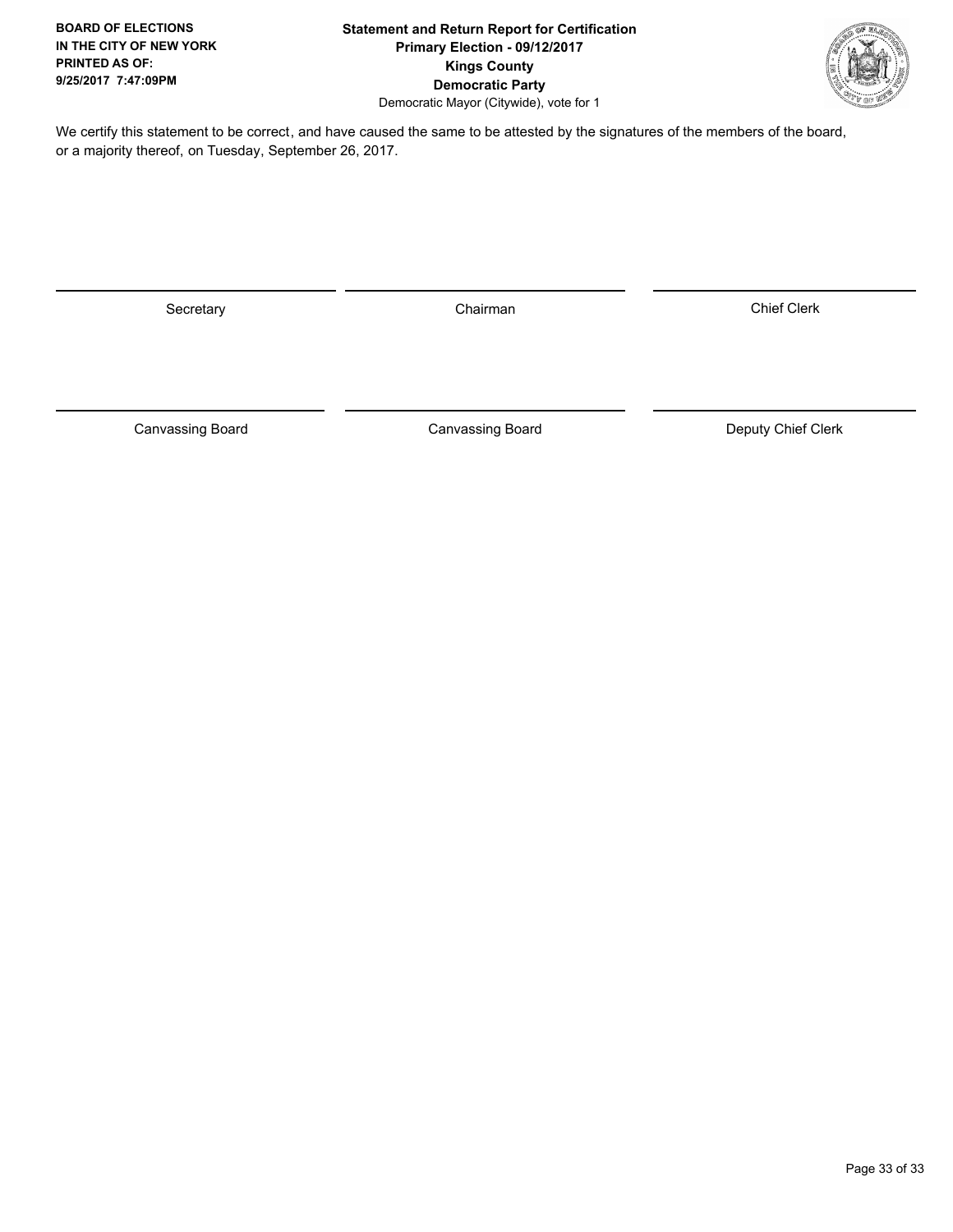We certify this statement to be correct, and have caused the same to be attested by the signatures of the members of the board, or a majority thereof, on Tuesday, September 26, 2017.

| | | |
|---|---|---|
| Secretary | Chairman | Chief Clerk |
| Canvassing Board | Canvassing Board | Deputy Chief Clerk |